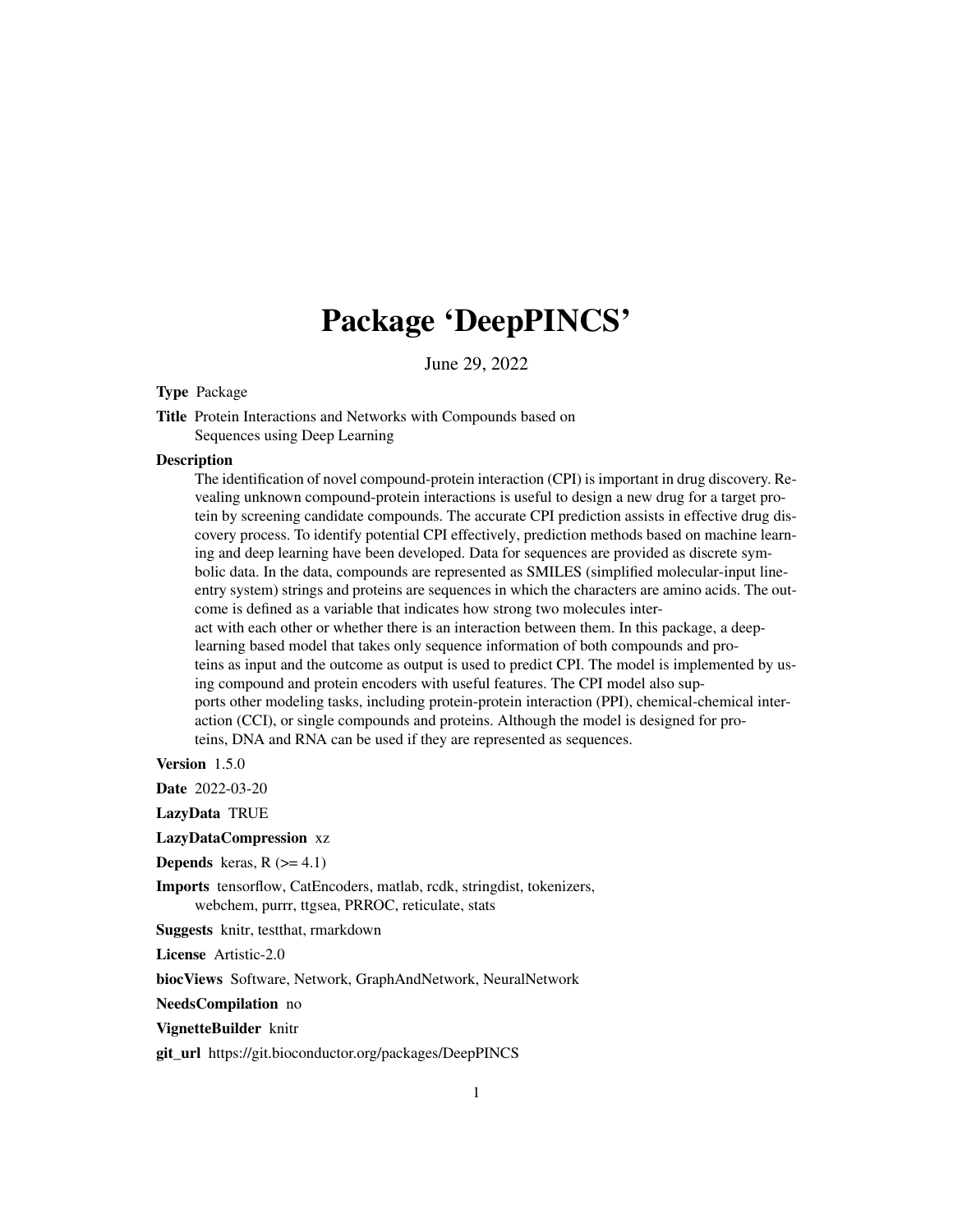# Package 'DeepPINCS'

June 29, 2022

**Type** Package

**Title** Protein Interactions and Networks with Compounds based on Sequences using Deep Learning

**Description**
The identification of novel compound-protein interaction (CPI) is important in drug discovery. Revealing unknown compound-protein interactions is useful to design a new drug for a target protein by screening candidate compounds. The accurate CPI prediction assists in effective drug discovery process. To identify potential CPI effectively, prediction methods based on machine learning and deep learning have been developed. Data for sequences are provided as discrete symbolic data. In the data, compounds are represented as SMILES (simplified molecular-input line-entry system) strings and proteins are sequences in which the characters are amino acids. The outcome is defined as a variable that indicates how strong two molecules interact with each other or whether there is an interaction between them. In this package, a deep-learning based model that takes only sequence information of both compounds and proteins as input and the outcome as output is used to predict CPI. The model is implemented by using compound and protein encoders with useful features. The CPI model also supports other modeling tasks, including protein-protein interaction (PPI), chemical-chemical interaction (CCI), or single compounds and proteins. Although the model is designed for proteins, DNA and RNA can be used if they are represented as sequences.

**Version** 1.5.0

**Date** 2022-03-20

**LazyData** TRUE

**LazyDataCompression** xz

**Depends** keras, R (>= 4.1)

**Imports** tensorflow, CatEncoders, matlab, rcdk, stringdist, tokenizers, webchem, purrr, ttgsea, PRROC, reticulate, stats

**Suggests** knitr, testthat, rmarkdown

**License** Artistic-2.0

**biocViews** Software, Network, GraphAndNetwork, NeuralNetwork

**NeedsCompilation** no

**VignetteBuilder** knitr

**git_url** https://git.bioconductor.org/packages/DeepPINCS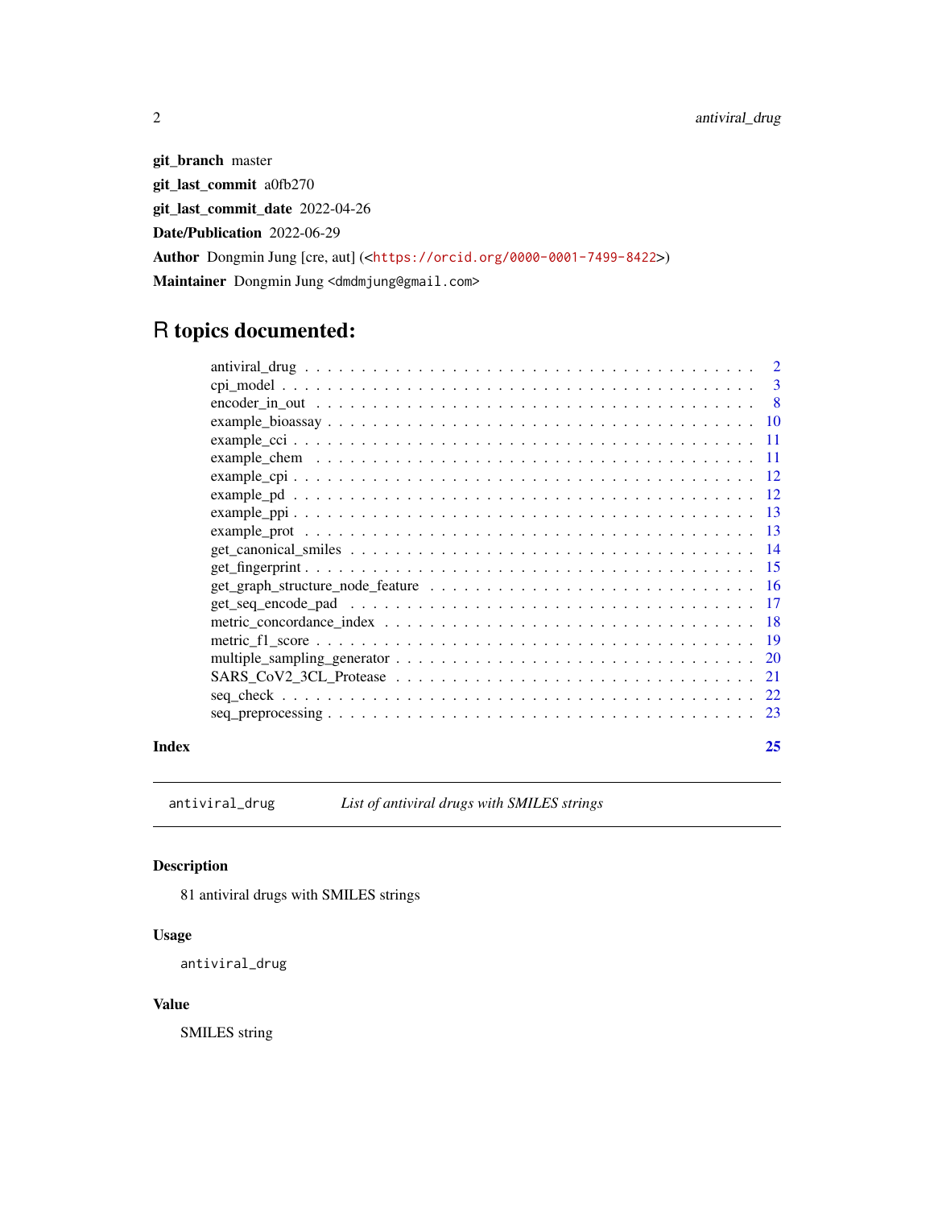**git_branch** master

**git_last_commit** a0fb270

**git_last_commit_date** 2022-04-26

**Date/Publication** 2022-06-29

**Author** Dongmin Jung [cre, aut] (<https://orcid.org/0000-0001-7499-8422>)

**Maintainer** Dongmin Jung <dmdmjung@gmail.com>

# R topics documented:

| | |
|---|---|
| antiviral_drug | 2 |
| cpi_model | 3 |
| encoder_in_out | 8 |
| example_bioassay | 10 |
| example_cci | 11 |
| example_chem | 11 |
| example_cpi | 12 |
| example_pd | 12 |
| example_ppi | 13 |
| example_prot | 13 |
| get_canonical_smiles | 14 |
| get_fingerprint | 15 |
| get_graph_structure_node_feature | 16 |
| get_seq_encode_pad | 17 |
| metric_concordance_index | 18 |
| metric_f1_score | 19 |
| multiple_sampling_generator | 20 |
| SARS_CoV2_3CL_Protease | 21 |
| seq_check | 22 |
| seq_preprocessing | 23 |

**Index** **25**

---

`antiviral_drug` *List of antiviral drugs with SMILES strings*

---

### Description

81 antiviral drugs with SMILES strings

### Usage

```
antiviral_drug
```

### Value

SMILES string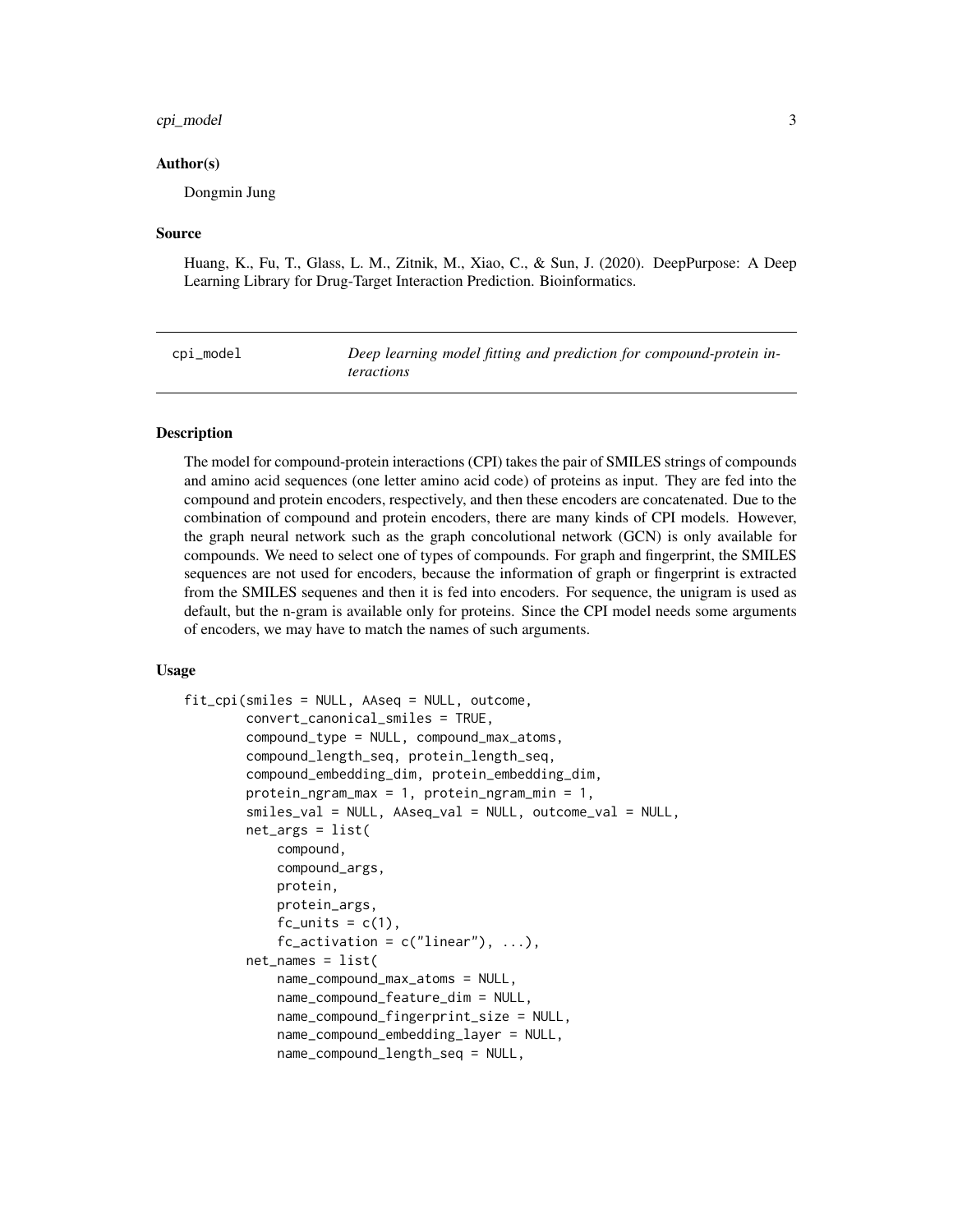## Author(s)

Dongmin Jung

## Source

Huang, K., Fu, T., Glass, L. M., Zitnik, M., Xiao, C., & Sun, J. (2020). DeepPurpose: A Deep Learning Library for Drug-Target Interaction Prediction. Bioinformatics.

---

# cpi_model — *Deep learning model fitting and prediction for compound-protein interactions*

---

## Description

The model for compound-protein interactions (CPI) takes the pair of SMILES strings of compounds and amino acid sequences (one letter amino acid code) of proteins as input. They are fed into the compound and protein encoders, respectively, and then these encoders are concatenated. Due to the combination of compound and protein encoders, there are many kinds of CPI models. However, the graph neural network such as the graph concolutional network (GCN) is only available for compounds. We need to select one of types of compounds. For graph and fingerprint, the SMILES sequences are not used for encoders, because the information of graph or fingerprint is extracted from the SMILES sequenes and then it is fed into encoders. For sequence, the unigram is used as default, but the n-gram is available only for proteins. Since the CPI model needs some arguments of encoders, we may have to match the names of such arguments.

## Usage

```
fit_cpi(smiles = NULL, AAseq = NULL, outcome,
        convert_canonical_smiles = TRUE,
        compound_type = NULL, compound_max_atoms,
        compound_length_seq, protein_length_seq,
        compound_embedding_dim, protein_embedding_dim,
        protein_ngram_max = 1, protein_ngram_min = 1,
        smiles_val = NULL, AAseq_val = NULL, outcome_val = NULL,
        net_args = list(
            compound,
            compound_args,
            protein,
            protein_args,
            fc_units = c(1),
            fc_activation = c("linear"), ...),
        net_names = list(
            name_compound_max_atoms = NULL,
            name_compound_feature_dim = NULL,
            name_compound_fingerprint_size = NULL,
            name_compound_embedding_layer = NULL,
            name_compound_length_seq = NULL,
```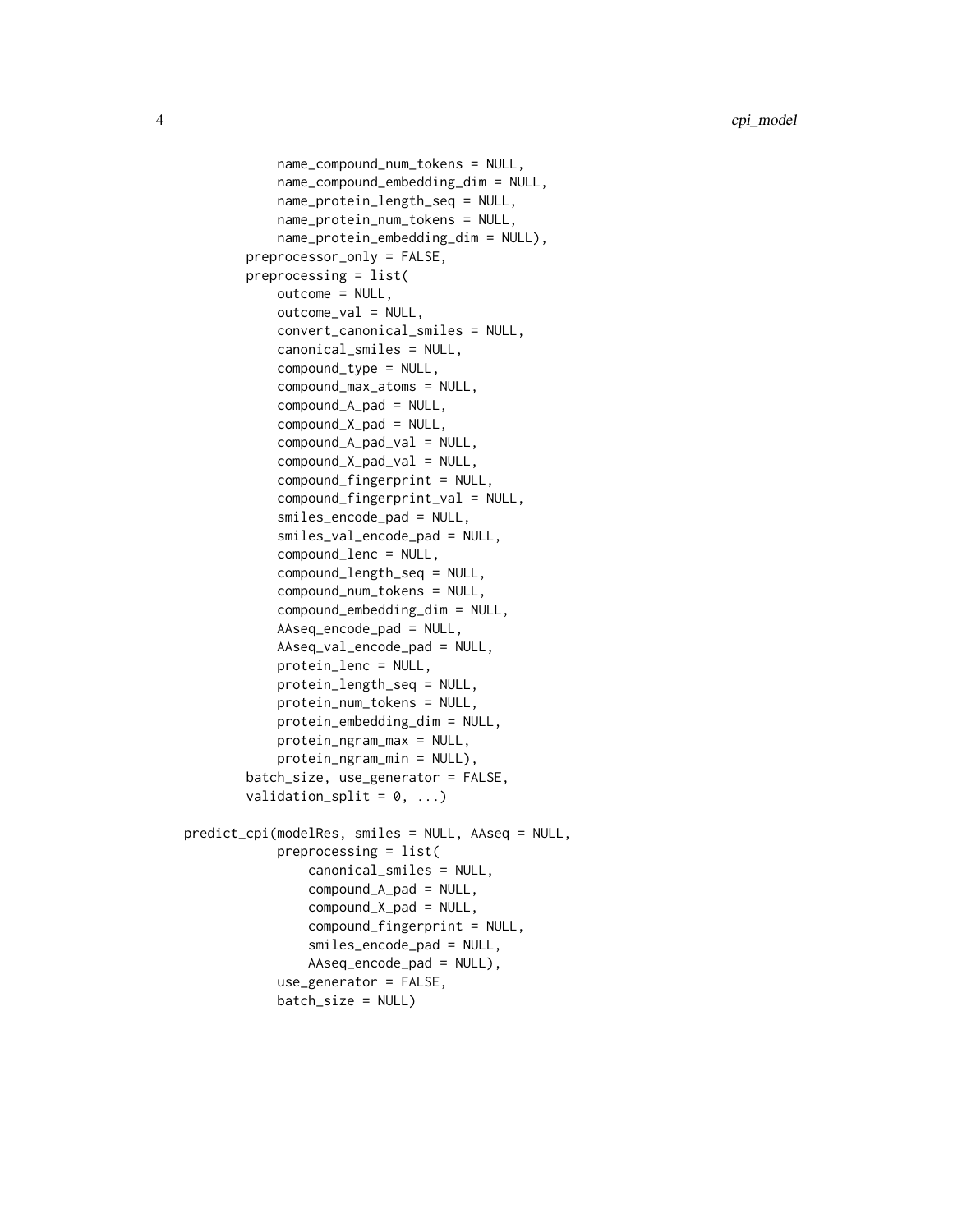```
            name_compound_num_tokens = NULL,
            name_compound_embedding_dim = NULL,
            name_protein_length_seq = NULL,
            name_protein_num_tokens = NULL,
            name_protein_embedding_dim = NULL),
        preprocessor_only = FALSE,
        preprocessing = list(
            outcome = NULL,
            outcome_val = NULL,
            convert_canonical_smiles = NULL,
            canonical_smiles = NULL,
            compound_type = NULL,
            compound_max_atoms = NULL,
            compound_A_pad = NULL,
            compound_X_pad = NULL,
            compound_A_pad_val = NULL,
            compound_X_pad_val = NULL,
            compound_fingerprint = NULL,
            compound_fingerprint_val = NULL,
            smiles_encode_pad = NULL,
            smiles_val_encode_pad = NULL,
            compound_lenc = NULL,
            compound_length_seq = NULL,
            compound_num_tokens = NULL,
            compound_embedding_dim = NULL,
            AAseq_encode_pad = NULL,
            AAseq_val_encode_pad = NULL,
            protein_lenc = NULL,
            protein_length_seq = NULL,
            protein_num_tokens = NULL,
            protein_embedding_dim = NULL,
            protein_ngram_max = NULL,
            protein_ngram_min = NULL),
        batch_size, use_generator = FALSE,
        validation_split = 0, ...)

predict_cpi(modelRes, smiles = NULL, AAseq = NULL,
            preprocessing = list(
                canonical_smiles = NULL,
                compound_A_pad = NULL,
                compound_X_pad = NULL,
                compound_fingerprint = NULL,
                smiles_encode_pad = NULL,
                AAseq_encode_pad = NULL),
            use_generator = FALSE,
            batch_size = NULL)
```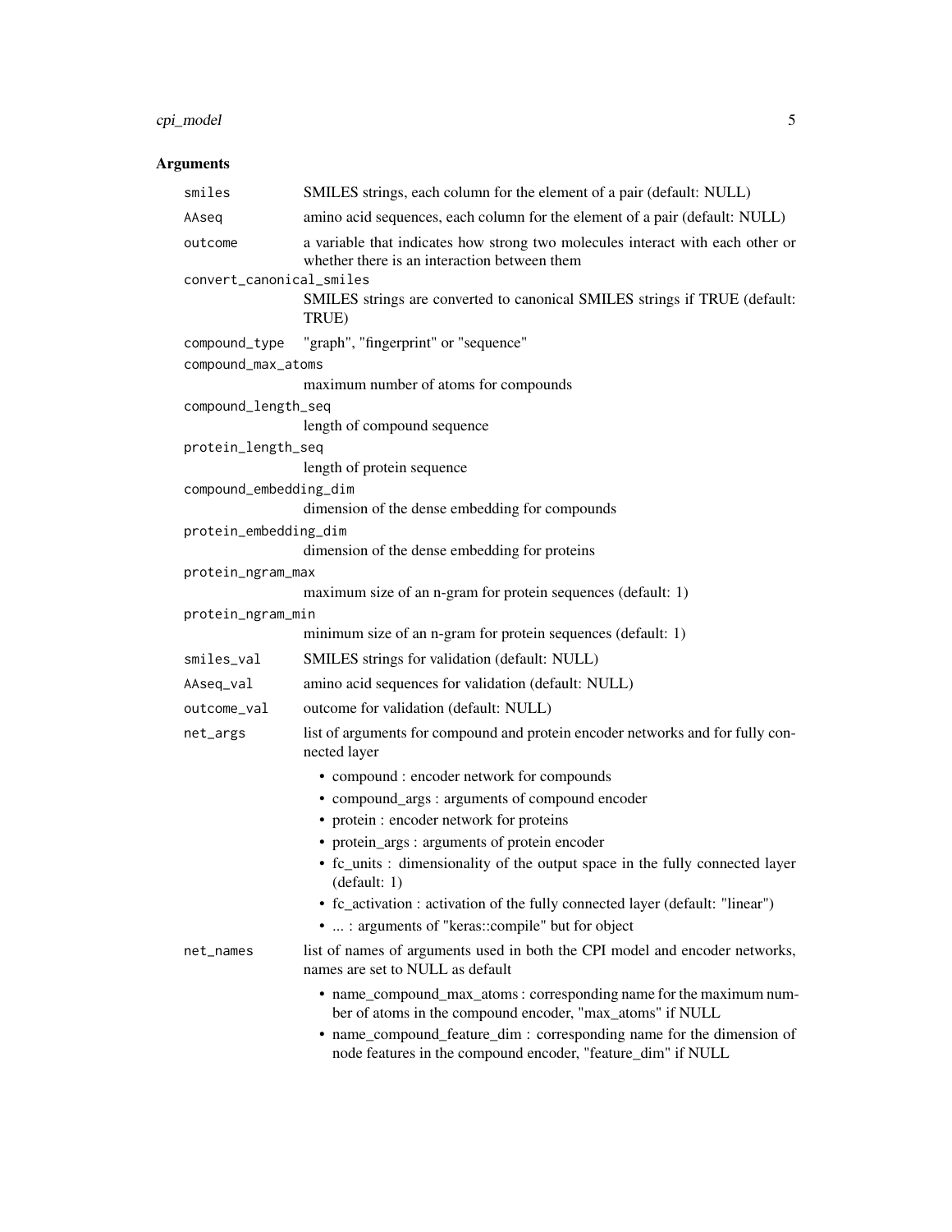## Arguments

- `smiles` SMILES strings, each column for the element of a pair (default: NULL)
- `AAseq` amino acid sequences, each column for the element of a pair (default: NULL)
- `outcome` a variable that indicates how strong two molecules interact with each other or whether there is an interaction between them
- `convert_canonical_smiles` SMILES strings are converted to canonical SMILES strings if TRUE (default: TRUE)
- `compound_type` "graph", "fingerprint" or "sequence"
- `compound_max_atoms` maximum number of atoms for compounds
- `compound_length_seq` length of compound sequence
- `protein_length_seq` length of protein sequence
- `compound_embedding_dim` dimension of the dense embedding for compounds
- `protein_embedding_dim` dimension of the dense embedding for proteins
- `protein_ngram_max` maximum size of an n-gram for protein sequences (default: 1)
- `protein_ngram_min` minimum size of an n-gram for protein sequences (default: 1)
- `smiles_val` SMILES strings for validation (default: NULL)
- `AAseq_val` amino acid sequences for validation (default: NULL)
- `outcome_val` outcome for validation (default: NULL)
- `net_args` list of arguments for compound and protein encoder networks and for fully connected layer
  - compound : encoder network for compounds
  - compound_args : arguments of compound encoder
  - protein : encoder network for proteins
  - protein_args : arguments of protein encoder
  - fc_units : dimensionality of the output space in the fully connected layer (default: 1)
  - fc_activation : activation of the fully connected layer (default: "linear")
  - ... : arguments of "keras::compile" but for object
- `net_names` list of names of arguments used in both the CPI model and encoder networks, names are set to NULL as default
  - name_compound_max_atoms : corresponding name for the maximum number of atoms in the compound encoder, "max_atoms" if NULL
  - name_compound_feature_dim : corresponding name for the dimension of node features in the compound encoder, "feature_dim" if NULL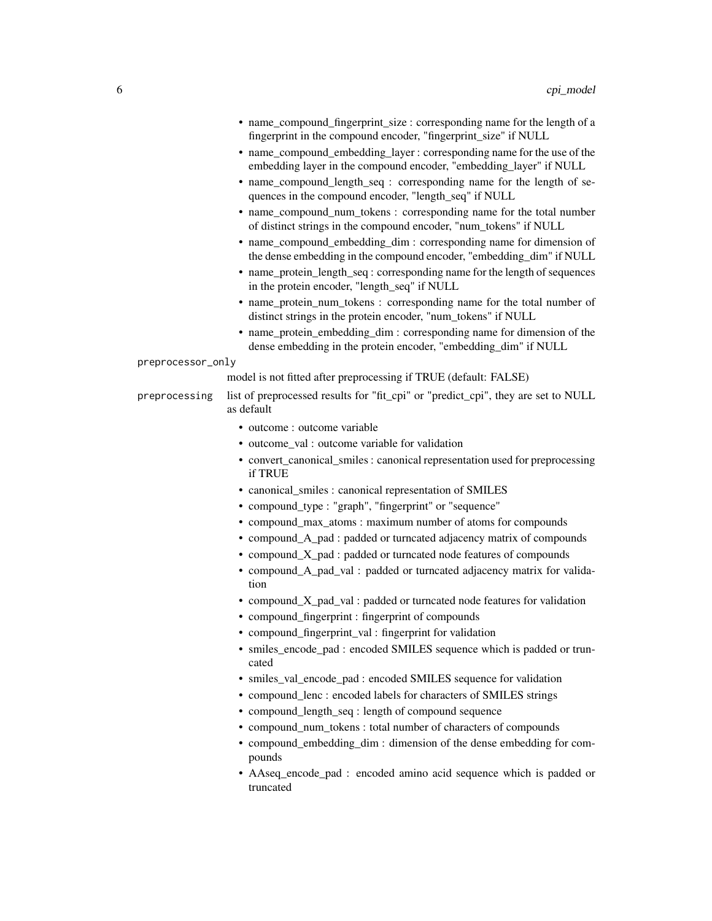- name_compound_fingerprint_size : corresponding name for the length of a fingerprint in the compound encoder, "fingerprint_size" if NULL
- name_compound_embedding_layer : corresponding name for the use of the embedding layer in the compound encoder, "embedding_layer" if NULL
- name_compound_length_seq : corresponding name for the length of sequences in the compound encoder, "length_seq" if NULL
- name_compound_num_tokens : corresponding name for the total number of distinct strings in the compound encoder, "num_tokens" if NULL
- name_compound_embedding_dim : corresponding name for dimension of the dense embedding in the compound encoder, "embedding_dim" if NULL
- name_protein_length_seq : corresponding name for the length of sequences in the protein encoder, "length_seq" if NULL
- name_protein_num_tokens : corresponding name for the total number of distinct strings in the protein encoder, "num_tokens" if NULL
- name_protein_embedding_dim : corresponding name for dimension of the dense embedding in the protein encoder, "embedding_dim" if NULL

`preprocessor_only`
: model is not fitted after preprocessing if TRUE (default: FALSE)

`preprocessing`
: list of preprocessed results for "fit_cpi" or "predict_cpi", they are set to NULL as default

- outcome : outcome variable
- outcome_val : outcome variable for validation
- convert_canonical_smiles : canonical representation used for preprocessing if TRUE
- canonical_smiles : canonical representation of SMILES
- compound_type : "graph", "fingerprint" or "sequence"
- compound_max_atoms : maximum number of atoms for compounds
- compound_A_pad : padded or turncated adjacency matrix of compounds
- compound_X_pad : padded or turncated node features of compounds
- compound_A_pad_val : padded or turncated adjacency matrix for validation
- compound_X_pad_val : padded or turncated node features for validation
- compound_fingerprint : fingerprint of compounds
- compound_fingerprint_val : fingerprint for validation
- smiles_encode_pad : encoded SMILES sequence which is padded or truncated
- smiles_val_encode_pad : encoded SMILES sequence for validation
- compound_lenc : encoded labels for characters of SMILES strings
- compound_length_seq : length of compound sequence
- compound_num_tokens : total number of characters of compounds
- compound_embedding_dim : dimension of the dense embedding for compounds
- AAseq_encode_pad : encoded amino acid sequence which is padded or truncated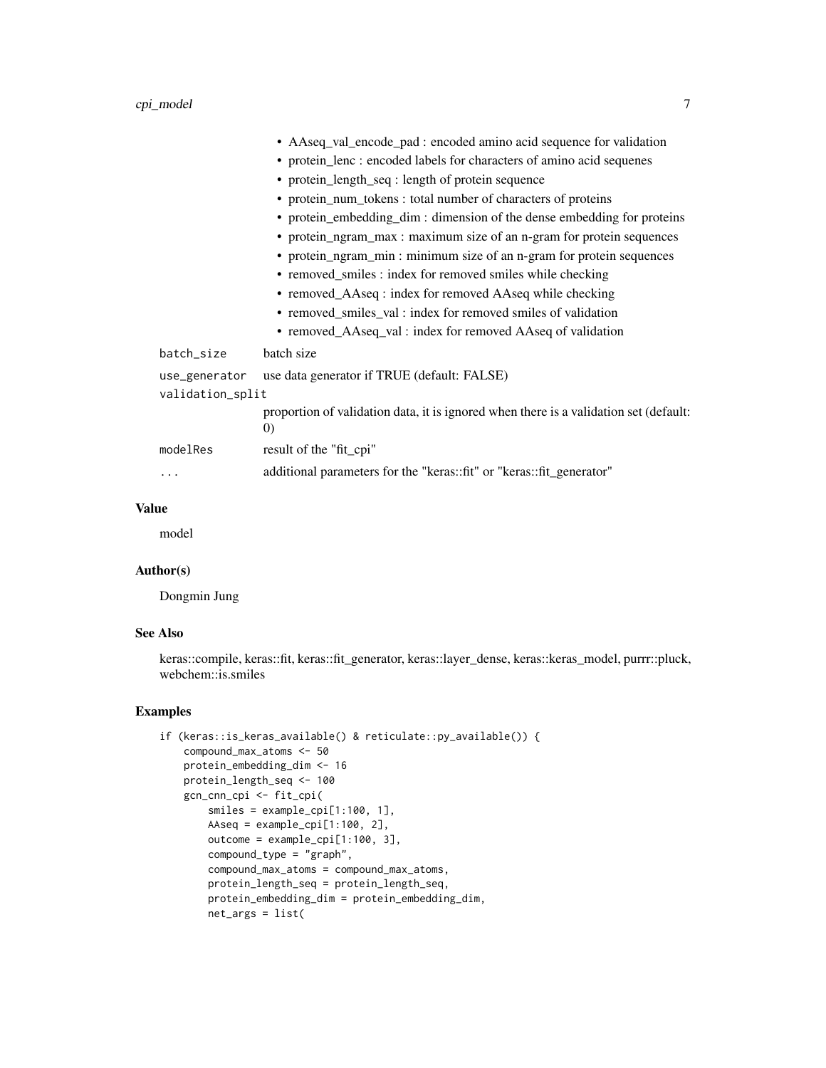- AAseq_val_encode_pad : encoded amino acid sequence for validation
- protein_lenc : encoded labels for characters of amino acid sequenes
- protein_length_seq : length of protein sequence
- protein_num_tokens : total number of characters of proteins
- protein_embedding_dim : dimension of the dense embedding for proteins
- protein_ngram_max : maximum size of an n-gram for protein sequences
- protein_ngram_min : minimum size of an n-gram for protein sequences
- removed_smiles : index for removed smiles while checking
- removed_AAseq : index for removed AAseq while checking
- removed_smiles_val : index for removed smiles of validation
- removed_AAseq_val : index for removed AAseq of validation

| | |
|---|---|
| `batch_size` | batch size |
| `use_generator` | use data generator if TRUE (default: FALSE) |
| `validation_split` | proportion of validation data, it is ignored when there is a validation set (default: 0) |
| `modelRes` | result of the "fit_cpi" |
| `...` | additional parameters for the "keras::fit" or "keras::fit_generator" |

### Value

model

### Author(s)

Dongmin Jung

### See Also

keras::compile, keras::fit, keras::fit_generator, keras::layer_dense, keras::keras_model, purrr::pluck, webchem::is.smiles

### Examples

```
if (keras::is_keras_available() & reticulate::py_available()) {
    compound_max_atoms <- 50
    protein_embedding_dim <- 16
    protein_length_seq <- 100
    gcn_cnn_cpi <- fit_cpi(
        smiles = example_cpi[1:100, 1],
        AAseq = example_cpi[1:100, 2],
        outcome = example_cpi[1:100, 3],
        compound_type = "graph",
        compound_max_atoms = compound_max_atoms,
        protein_length_seq = protein_length_seq,
        protein_embedding_dim = protein_embedding_dim,
        net_args = list(
```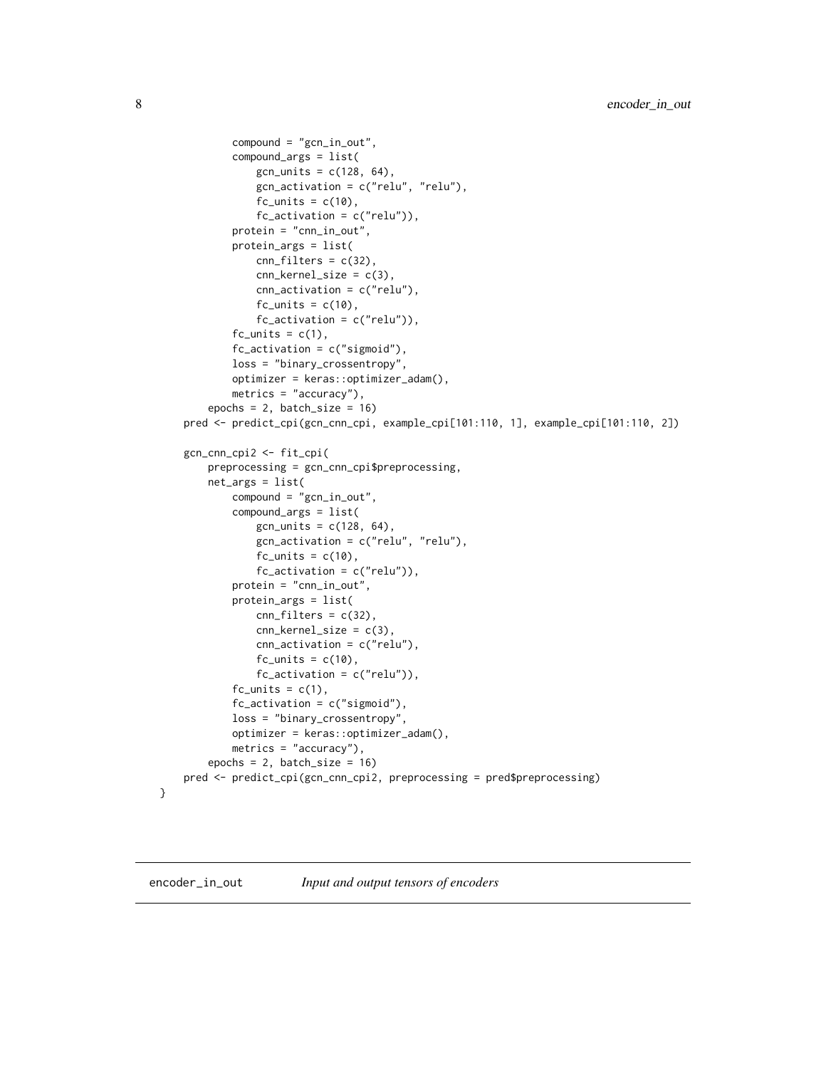```
            compound = "gcn_in_out",
            compound_args = list(
                gcn_units = c(128, 64),
                gcn_activation = c("relu", "relu"),
                fc_units = c(10),
                fc_activation = c("relu")),
            protein = "cnn_in_out",
            protein_args = list(
                cnn_filters = c(32),
                cnn_kernel_size = c(3),
                cnn_activation = c("relu"),
                fc_units = c(10),
                fc_activation = c("relu")),
            fc_units = c(1),
            fc_activation = c("sigmoid"),
            loss = "binary_crossentropy",
            optimizer = keras::optimizer_adam(),
            metrics = "accuracy"),
        epochs = 2, batch_size = 16)
    pred <- predict_cpi(gcn_cnn_cpi, example_cpi[101:110, 1], example_cpi[101:110, 2])

    gcn_cnn_cpi2 <- fit_cpi(
        preprocessing = gcn_cnn_cpi$preprocessing,
        net_args = list(
            compound = "gcn_in_out",
            compound_args = list(
                gcn_units = c(128, 64),
                gcn_activation = c("relu", "relu"),
                fc_units = c(10),
                fc_activation = c("relu")),
            protein = "cnn_in_out",
            protein_args = list(
                cnn_filters = c(32),
                cnn_kernel_size = c(3),
                cnn_activation = c("relu"),
                fc_units = c(10),
                fc_activation = c("relu")),
            fc_units = c(1),
            fc_activation = c("sigmoid"),
            loss = "binary_crossentropy",
            optimizer = keras::optimizer_adam(),
            metrics = "accuracy"),
        epochs = 2, batch_size = 16)
    pred <- predict_cpi(gcn_cnn_cpi2, preprocessing = pred$preprocessing)
}
```

## encoder_in_out *Input and output tensors of encoders*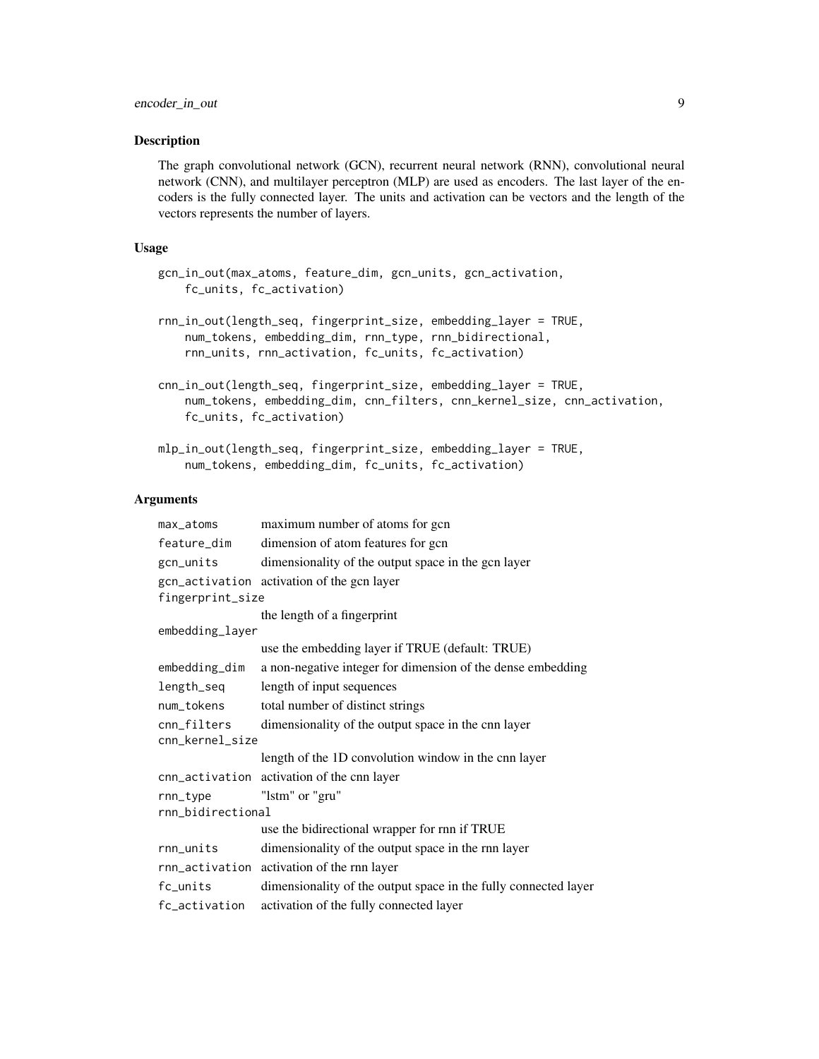## Description

The graph convolutional network (GCN), recurrent neural network (RNN), convolutional neural network (CNN), and multilayer perceptron (MLP) are used as encoders. The last layer of the encoders is the fully connected layer. The units and activation can be vectors and the length of the vectors represents the number of layers.

## Usage

```
gcn_in_out(max_atoms, feature_dim, gcn_units, gcn_activation,
    fc_units, fc_activation)

rnn_in_out(length_seq, fingerprint_size, embedding_layer = TRUE,
    num_tokens, embedding_dim, rnn_type, rnn_bidirectional,
    rnn_units, rnn_activation, fc_units, fc_activation)

cnn_in_out(length_seq, fingerprint_size, embedding_layer = TRUE,
    num_tokens, embedding_dim, cnn_filters, cnn_kernel_size, cnn_activation,
    fc_units, fc_activation)

mlp_in_out(length_seq, fingerprint_size, embedding_layer = TRUE,
    num_tokens, embedding_dim, fc_units, fc_activation)
```

## Arguments

| | |
|---|---|
| max_atoms | maximum number of atoms for gcn |
| feature_dim | dimension of atom features for gcn |
| gcn_units | dimensionality of the output space in the gcn layer |
| gcn_activation | activation of the gcn layer |
| fingerprint_size | the length of a fingerprint |
| embedding_layer | use the embedding layer if TRUE (default: TRUE) |
| embedding_dim | a non-negative integer for dimension of the dense embedding |
| length_seq | length of input sequences |
| num_tokens | total number of distinct strings |
| cnn_filters | dimensionality of the output space in the cnn layer |
| cnn_kernel_size | length of the 1D convolution window in the cnn layer |
| cnn_activation | activation of the cnn layer |
| rnn_type | "lstm" or "gru" |
| rnn_bidirectional | use the bidirectional wrapper for rnn if TRUE |
| rnn_units | dimensionality of the output space in the rnn layer |
| rnn_activation | activation of the rnn layer |
| fc_units | dimensionality of the output space in the fully connected layer |
| fc_activation | activation of the fully connected layer |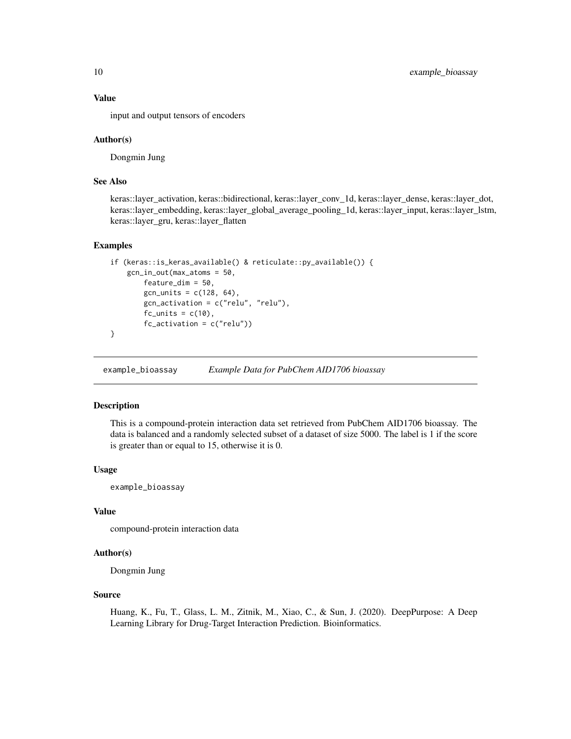### Value

input and output tensors of encoders

### Author(s)

Dongmin Jung

### See Also

keras::layer_activation, keras::bidirectional, keras::layer_conv_1d, keras::layer_dense, keras::layer_dot, keras::layer_embedding, keras::layer_global_average_pooling_1d, keras::layer_input, keras::layer_lstm, keras::layer_gru, keras::layer_flatten

### Examples

```
if (keras::is_keras_available() & reticulate::py_available()) {
    gcn_in_out(max_atoms = 50,
        feature_dim = 50,
        gcn_units = c(128, 64),
        gcn_activation = c("relu", "relu"),
        fc_units = c(10),
        fc_activation = c("relu"))
}
```

---

## example_bioassay — *Example Data for PubChem AID1706 bioassay*

---

### Description

This is a compound-protein interaction data set retrieved from PubChem AID1706 bioassay. The data is balanced and a randomly selected subset of a dataset of size 5000. The label is 1 if the score is greater than or equal to 15, otherwise it is 0.

### Usage

```
example_bioassay
```

### Value

compound-protein interaction data

### Author(s)

Dongmin Jung

### Source

Huang, K., Fu, T., Glass, L. M., Zitnik, M., Xiao, C., & Sun, J. (2020). DeepPurpose: A Deep Learning Library for Drug-Target Interaction Prediction. Bioinformatics.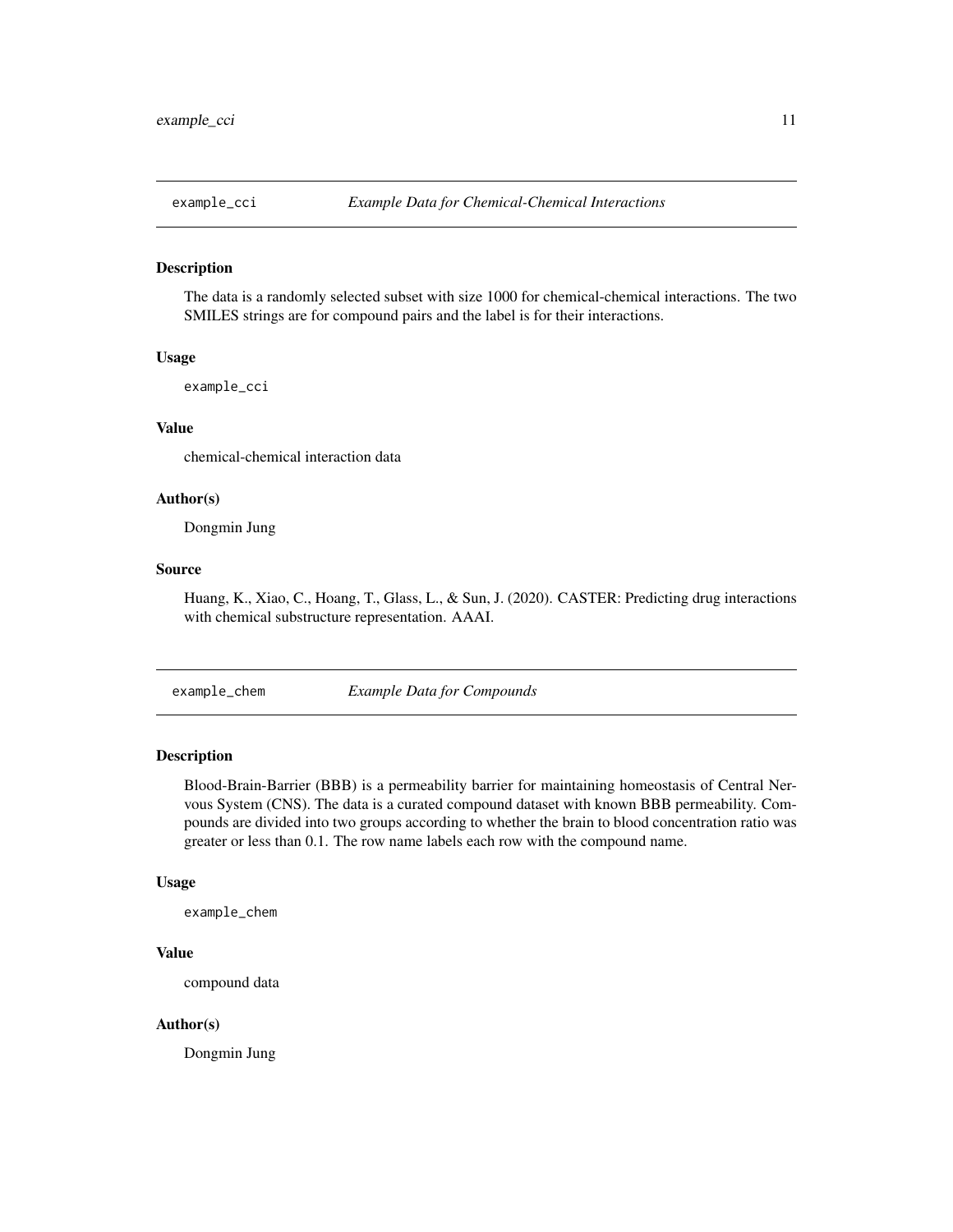## example_cci *Example Data for Chemical-Chemical Interactions*

### Description

The data is a randomly selected subset with size 1000 for chemical-chemical interactions. The two SMILES strings are for compound pairs and the label is for their interactions.

### Usage

```
example_cci
```

### Value

chemical-chemical interaction data

### Author(s)

Dongmin Jung

### Source

Huang, K., Xiao, C., Hoang, T., Glass, L., & Sun, J. (2020). CASTER: Predicting drug interactions with chemical substructure representation. AAAI.

## example_chem *Example Data for Compounds*

### Description

Blood-Brain-Barrier (BBB) is a permeability barrier for maintaining homeostasis of Central Nervous System (CNS). The data is a curated compound dataset with known BBB permeability. Compounds are divided into two groups according to whether the brain to blood concentration ratio was greater or less than 0.1. The row name labels each row with the compound name.

### Usage

```
example_chem
```

### Value

compound data

### Author(s)

Dongmin Jung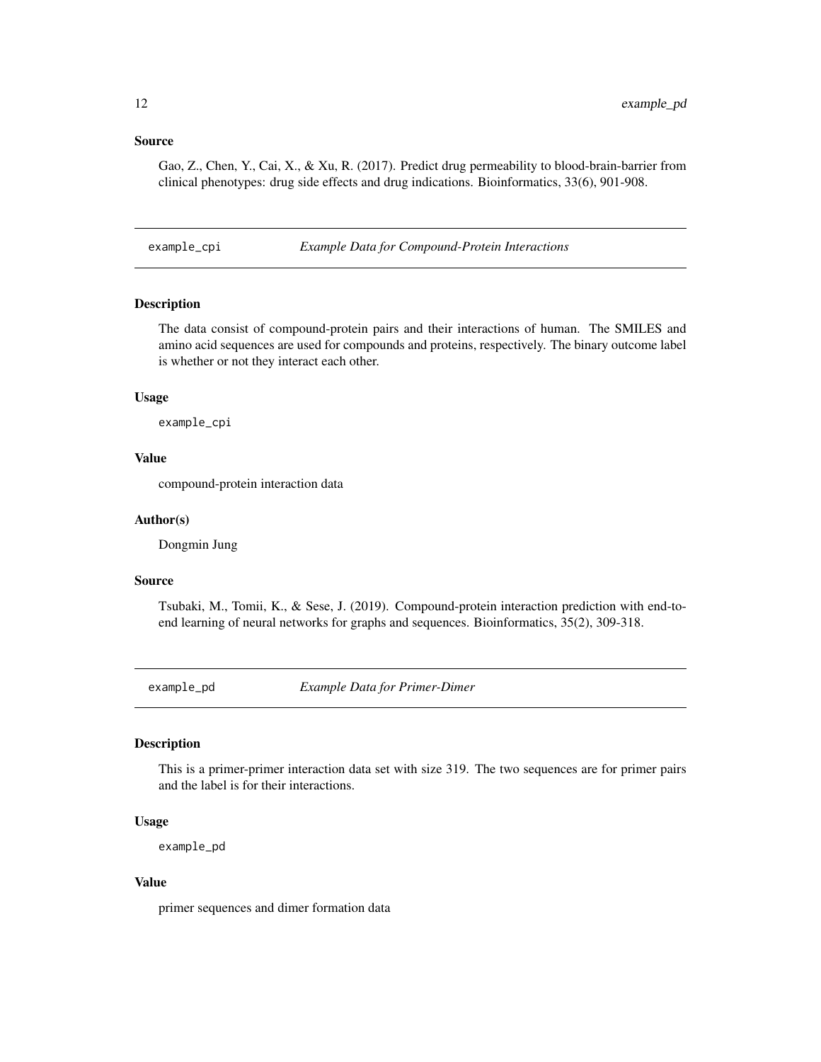### Source

Gao, Z., Chen, Y., Cai, X., & Xu, R. (2017). Predict drug permeability to blood-brain-barrier from clinical phenotypes: drug side effects and drug indications. Bioinformatics, 33(6), 901-908.

## example_cpi *Example Data for Compound-Protein Interactions*

### Description

The data consist of compound-protein pairs and their interactions of human. The SMILES and amino acid sequences are used for compounds and proteins, respectively. The binary outcome label is whether or not they interact each other.

### Usage

```
example_cpi
```

### Value

compound-protein interaction data

### Author(s)

Dongmin Jung

### Source

Tsubaki, M., Tomii, K., & Sese, J. (2019). Compound-protein interaction prediction with end-to-end learning of neural networks for graphs and sequences. Bioinformatics, 35(2), 309-318.

## example_pd *Example Data for Primer-Dimer*

### Description

This is a primer-primer interaction data set with size 319. The two sequences are for primer pairs and the label is for their interactions.

### Usage

```
example_pd
```

### Value

primer sequences and dimer formation data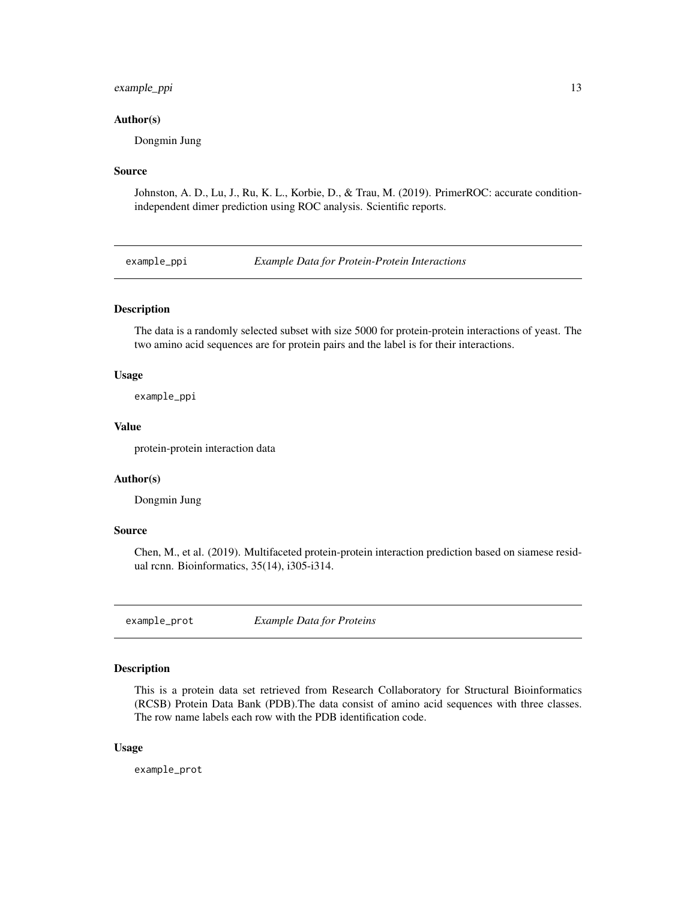### Author(s)

Dongmin Jung

### Source

Johnston, A. D., Lu, J., Ru, K. L., Korbie, D., & Trau, M. (2019). PrimerROC: accurate condition-independent dimer prediction using ROC analysis. Scientific reports.

## example_ppi — *Example Data for Protein-Protein Interactions*

### Description

The data is a randomly selected subset with size 5000 for protein-protein interactions of yeast. The two amino acid sequences are for protein pairs and the label is for their interactions.

### Usage

```
example_ppi
```

### Value

protein-protein interaction data

### Author(s)

Dongmin Jung

### Source

Chen, M., et al. (2019). Multifaceted protein-protein interaction prediction based on siamese residual rcnn. Bioinformatics, 35(14), i305-i314.

## example_prot — *Example Data for Proteins*

### Description

This is a protein data set retrieved from Research Collaboratory for Structural Bioinformatics (RCSB) Protein Data Bank (PDB).The data consist of amino acid sequences with three classes. The row name labels each row with the PDB identification code.

### Usage

```
example_prot
```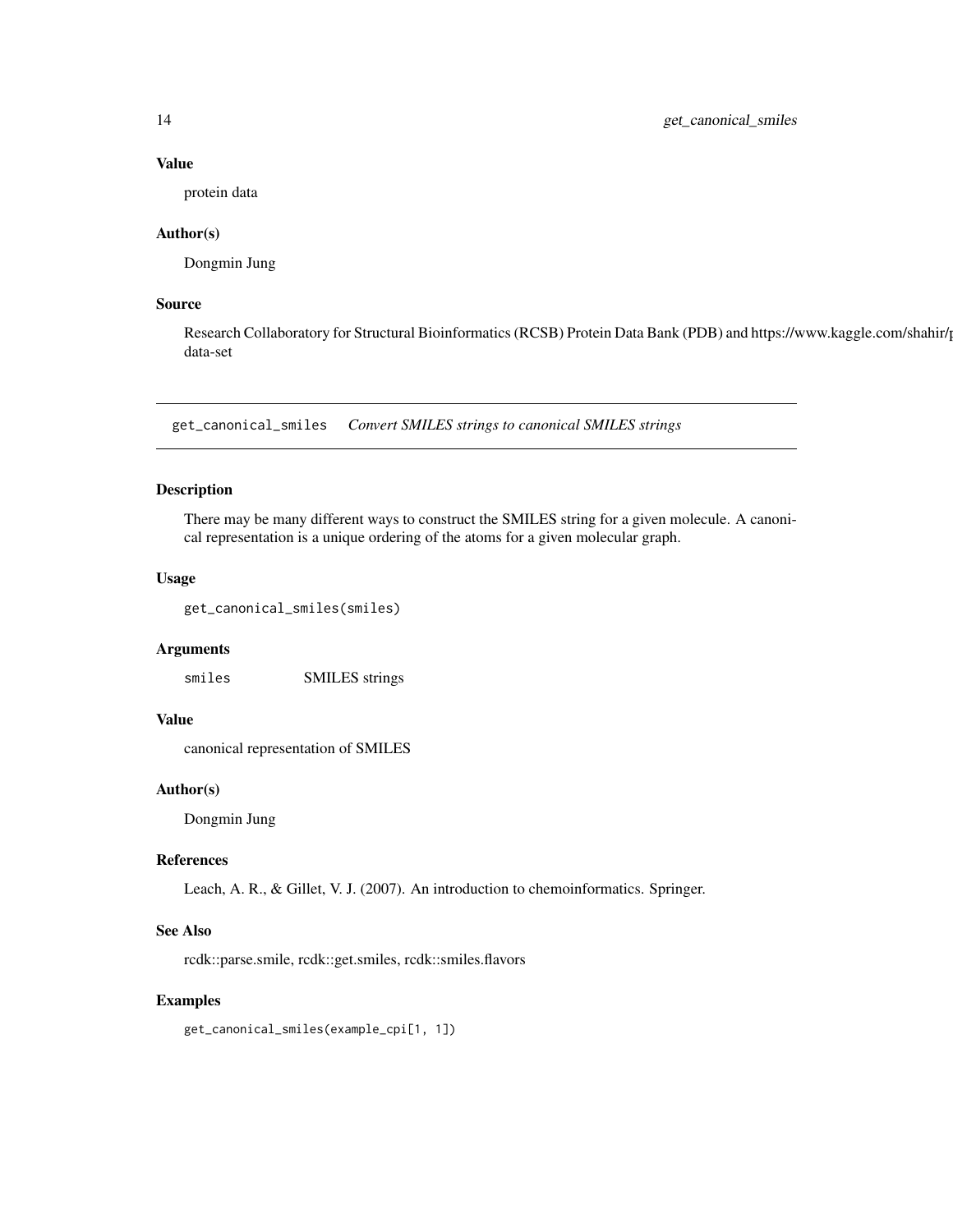### Value

protein data

### Author(s)

Dongmin Jung

### Source

Research Collaboratory for Structural Bioinformatics (RCSB) Protein Data Bank (PDB) and https://www.kaggle.com/shahir/p data-set

---

## get_canonical_smiles *Convert SMILES strings to canonical SMILES strings*

---

### Description

There may be many different ways to construct the SMILES string for a given molecule. A canonical representation is a unique ordering of the atoms for a given molecular graph.

### Usage

```
get_canonical_smiles(smiles)
```

### Arguments

| | |
|---|---|
| `smiles` | SMILES strings |

### Value

canonical representation of SMILES

### Author(s)

Dongmin Jung

### References

Leach, A. R., & Gillet, V. J. (2007). An introduction to chemoinformatics. Springer.

### See Also

rcdk::parse.smile, rcdk::get.smiles, rcdk::smiles.flavors

### Examples

```
get_canonical_smiles(example_cpi[1, 1])
```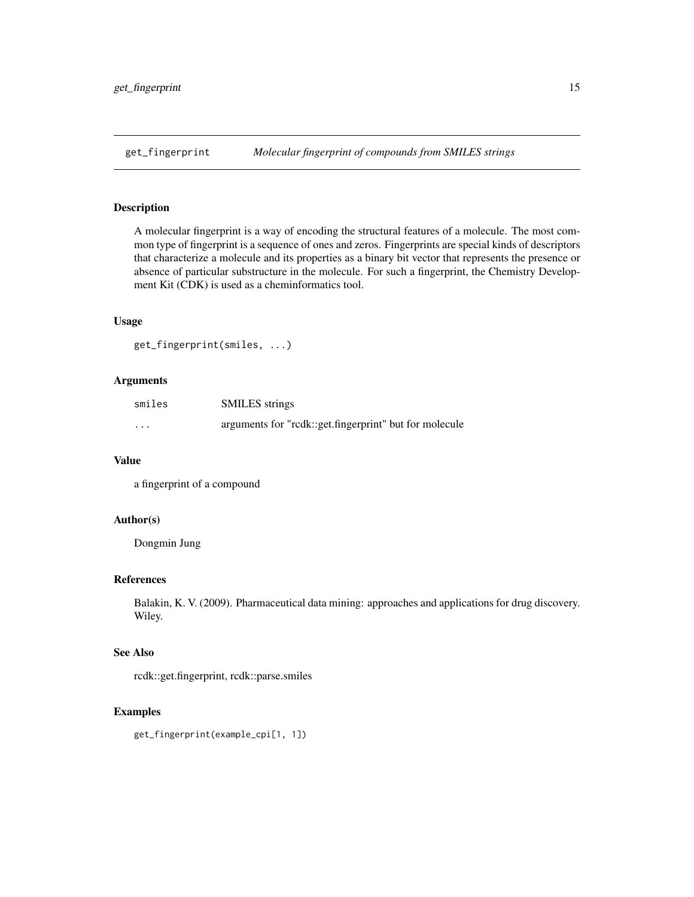## get_fingerprint *Molecular fingerprint of compounds from SMILES strings*

### Description

A molecular fingerprint is a way of encoding the structural features of a molecule. The most common type of fingerprint is a sequence of ones and zeros. Fingerprints are special kinds of descriptors that characterize a molecule and its properties as a binary bit vector that represents the presence or absence of particular substructure in the molecule. For such a fingerprint, the Chemistry Development Kit (CDK) is used as a cheminformatics tool.

### Usage

```
get_fingerprint(smiles, ...)
```

### Arguments

| | |
|---|---|
| smiles | SMILES strings |
| ... | arguments for "rcdk::get.fingerprint" but for molecule |

### Value

a fingerprint of a compound

### Author(s)

Dongmin Jung

### References

Balakin, K. V. (2009). Pharmaceutical data mining: approaches and applications for drug discovery. Wiley.

### See Also

rcdk::get.fingerprint, rcdk::parse.smiles

### Examples

```
get_fingerprint(example_cpi[1, 1])
```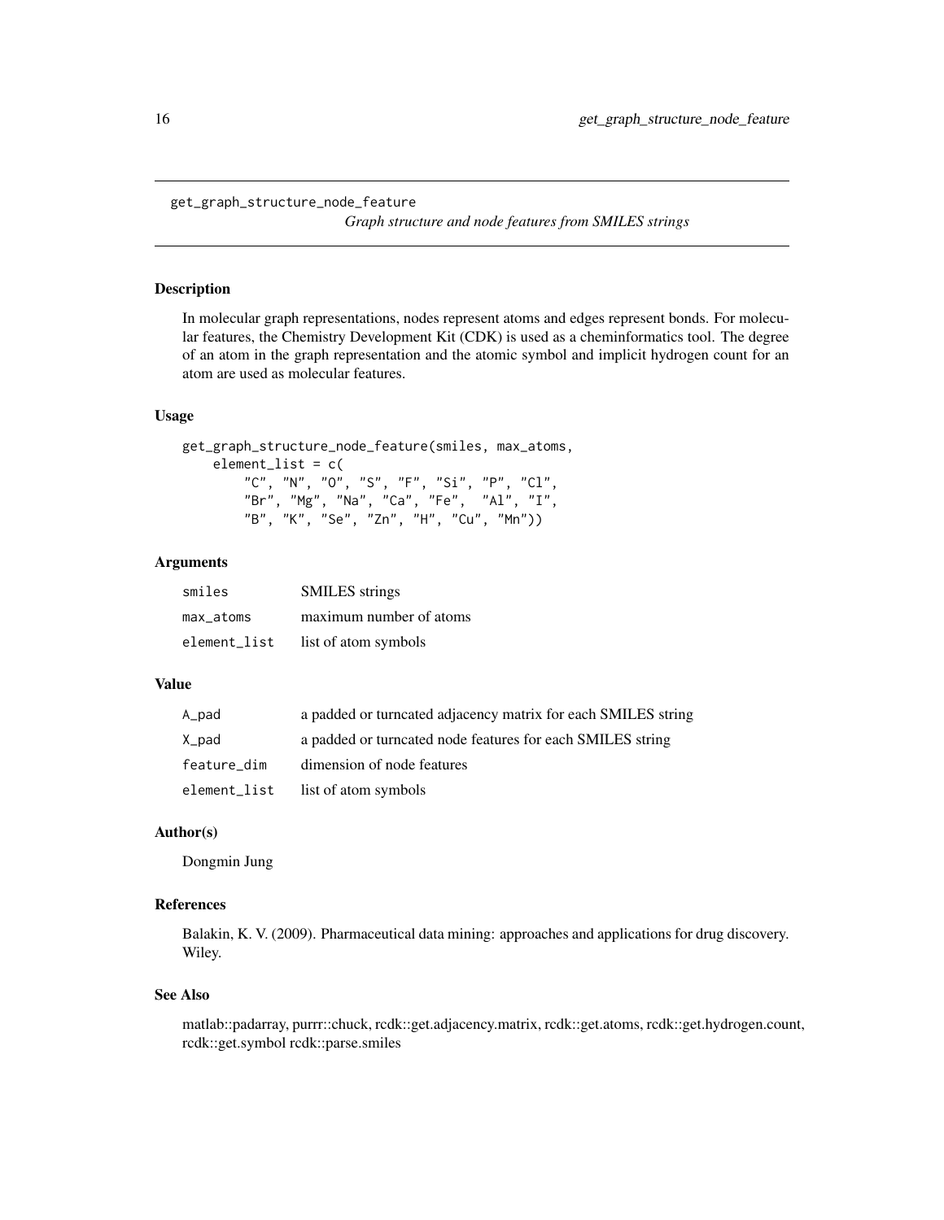get_graph_structure_node_feature

*Graph structure and node features from SMILES strings*

### Description

In molecular graph representations, nodes represent atoms and edges represent bonds. For molecular features, the Chemistry Development Kit (CDK) is used as a cheminformatics tool. The degree of an atom in the graph representation and the atomic symbol and implicit hydrogen count for an atom are used as molecular features.

### Usage

```
get_graph_structure_node_feature(smiles, max_atoms,
    element_list = c(
        "C", "N", "O", "S", "F", "Si", "P", "Cl",
        "Br", "Mg", "Na", "Ca", "Fe",  "Al", "I",
        "B", "K", "Se", "Zn", "H", "Cu", "Mn"))
```

### Arguments

| | |
|---|---|
| smiles | SMILES strings |
| max_atoms | maximum number of atoms |
| element_list | list of atom symbols |

### Value

| | |
|---|---|
| A_pad | a padded or turncated adjacency matrix for each SMILES string |
| X_pad | a padded or turncated node features for each SMILES string |
| feature_dim | dimension of node features |
| element_list | list of atom symbols |

### Author(s)

Dongmin Jung

### References

Balakin, K. V. (2009). Pharmaceutical data mining: approaches and applications for drug discovery. Wiley.

### See Also

matlab::padarray, purrr::chuck, rcdk::get.adjacency.matrix, rcdk::get.atoms, rcdk::get.hydrogen.count, rcdk::get.symbol rcdk::parse.smiles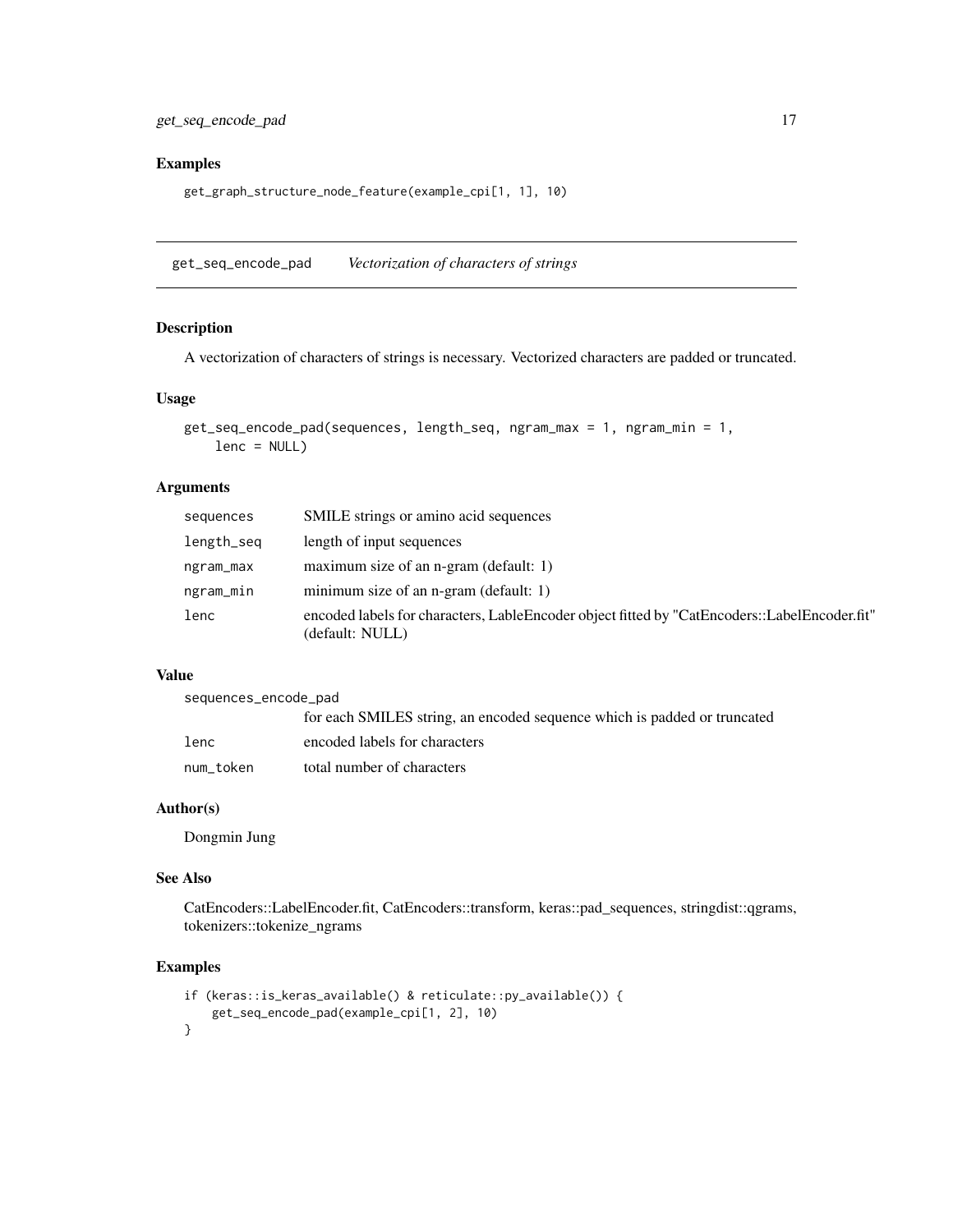## Examples

```
get_graph_structure_node_feature(example_cpi[1, 1], 10)
```

---

## get_seq_encode_pad — *Vectorization of characters of strings*

### Description

A vectorization of characters of strings is necessary. Vectorized characters are padded or truncated.

### Usage

```
get_seq_encode_pad(sequences, length_seq, ngram_max = 1, ngram_min = 1,
    lenc = NULL)
```

### Arguments

| | |
|---|---|
| `sequences` | SMILE strings or amino acid sequences |
| `length_seq` | length of input sequences |
| `ngram_max` | maximum size of an n-gram (default: 1) |
| `ngram_min` | minimum size of an n-gram (default: 1) |
| `lenc` | encoded labels for characters, LableEncoder object fitted by "CatEncoders::LabelEncoder.fit" (default: NULL) |

### Value

| | |
|---|---|
| `sequences_encode_pad` | for each SMILES string, an encoded sequence which is padded or truncated |
| `lenc` | encoded labels for characters |
| `num_token` | total number of characters |

### Author(s)

Dongmin Jung

### See Also

CatEncoders::LabelEncoder.fit, CatEncoders::transform, keras::pad_sequences, stringdist::qgrams, tokenizers::tokenize_ngrams

### Examples

```
if (keras::is_keras_available() & reticulate::py_available()) {
    get_seq_encode_pad(example_cpi[1, 2], 10)
}
```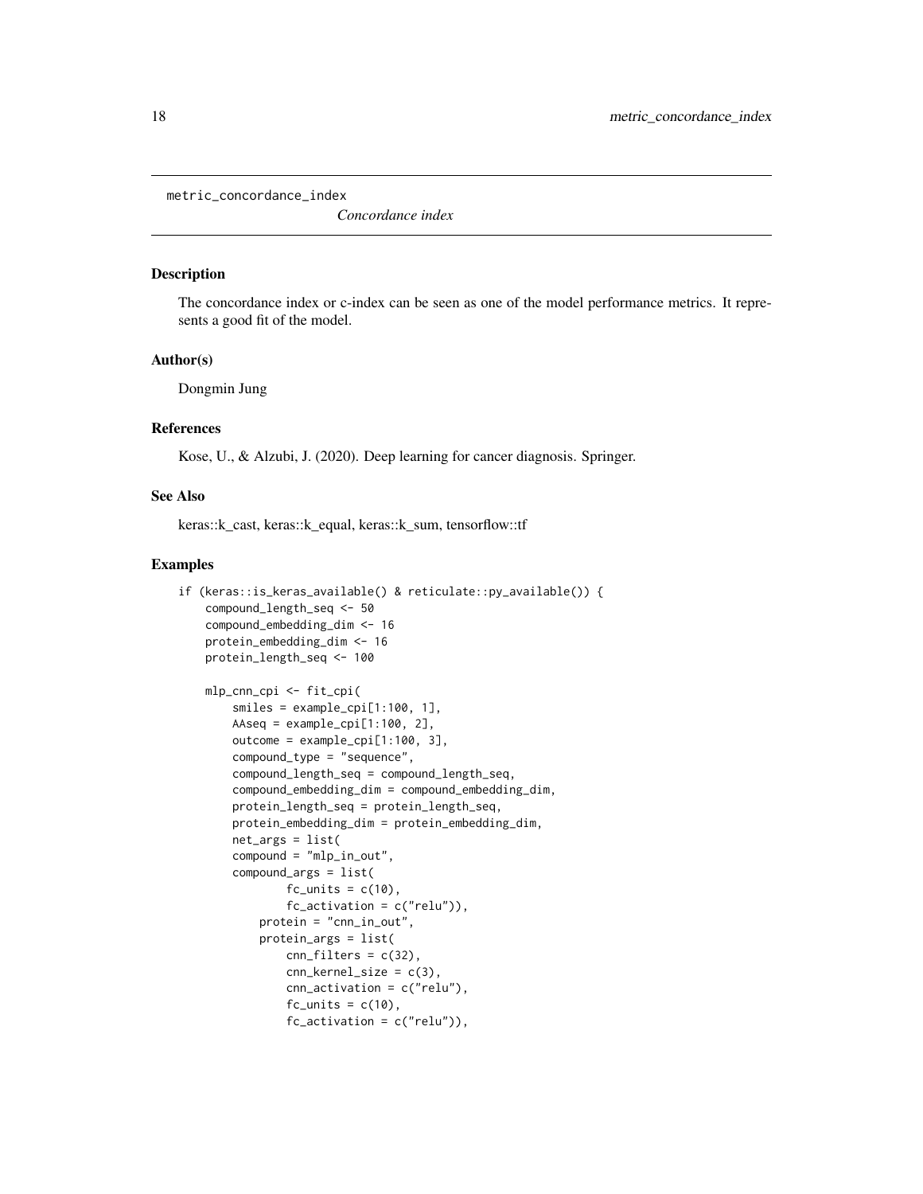metric_concordance_index

*Concordance index*

## Description

The concordance index or c-index can be seen as one of the model performance metrics. It represents a good fit of the model.

## Author(s)

Dongmin Jung

## References

Kose, U., & Alzubi, J. (2020). Deep learning for cancer diagnosis. Springer.

## See Also

keras::k_cast, keras::k_equal, keras::k_sum, tensorflow::tf

## Examples

```
if (keras::is_keras_available() & reticulate::py_available()) {
    compound_length_seq <- 50
    compound_embedding_dim <- 16
    protein_embedding_dim <- 16
    protein_length_seq <- 100

    mlp_cnn_cpi <- fit_cpi(
        smiles = example_cpi[1:100, 1],
        AAseq = example_cpi[1:100, 2],
        outcome = example_cpi[1:100, 3],
        compound_type = "sequence",
        compound_length_seq = compound_length_seq,
        compound_embedding_dim = compound_embedding_dim,
        protein_length_seq = protein_length_seq,
        protein_embedding_dim = protein_embedding_dim,
        net_args = list(
        compound = "mlp_in_out",
        compound_args = list(
                fc_units = c(10),
                fc_activation = c("relu")),
            protein = "cnn_in_out",
            protein_args = list(
                cnn_filters = c(32),
                cnn_kernel_size = c(3),
                cnn_activation = c("relu"),
                fc_units = c(10),
                fc_activation = c("relu")),
```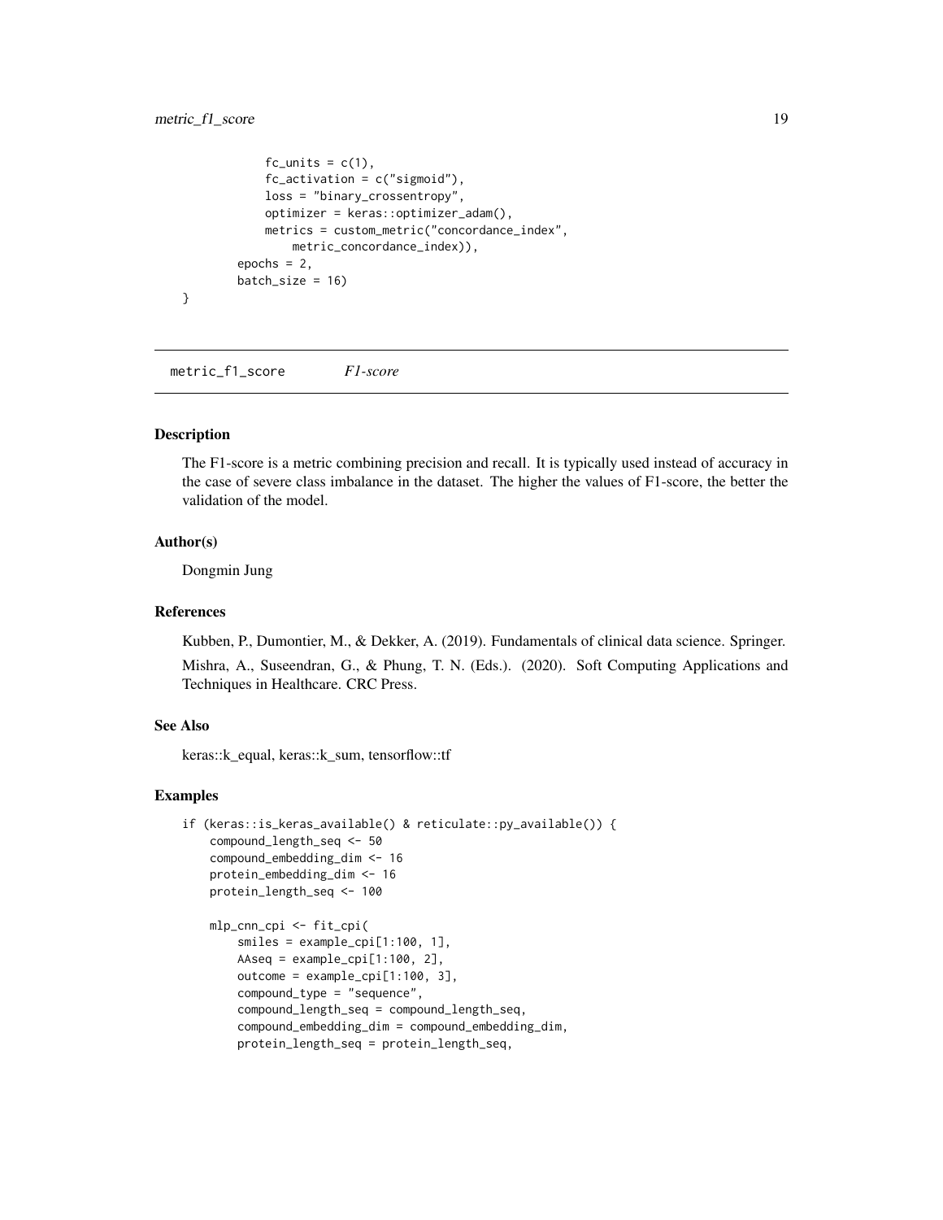```
            fc_units = c(1),
            fc_activation = c("sigmoid"),
            loss = "binary_crossentropy",
            optimizer = keras::optimizer_adam(),
            metrics = custom_metric("concordance_index",
                metric_concordance_index)),
        epochs = 2,
        batch_size = 16)
}
```

## metric_f1_score *F1-score*

### Description

The F1-score is a metric combining precision and recall. It is typically used instead of accuracy in the case of severe class imbalance in the dataset. The higher the values of F1-score, the better the validation of the model.

### Author(s)

Dongmin Jung

### References

Kubben, P., Dumontier, M., & Dekker, A. (2019). Fundamentals of clinical data science. Springer.

Mishra, A., Suseendran, G., & Phung, T. N. (Eds.). (2020). Soft Computing Applications and Techniques in Healthcare. CRC Press.

### See Also

keras::k_equal, keras::k_sum, tensorflow::tf

### Examples

```
if (keras::is_keras_available() & reticulate::py_available()) {
    compound_length_seq <- 50
    compound_embedding_dim <- 16
    protein_embedding_dim <- 16
    protein_length_seq <- 100

    mlp_cnn_cpi <- fit_cpi(
        smiles = example_cpi[1:100, 1],
        AAseq = example_cpi[1:100, 2],
        outcome = example_cpi[1:100, 3],
        compound_type = "sequence",
        compound_length_seq = compound_length_seq,
        compound_embedding_dim = compound_embedding_dim,
        protein_length_seq = protein_length_seq,
```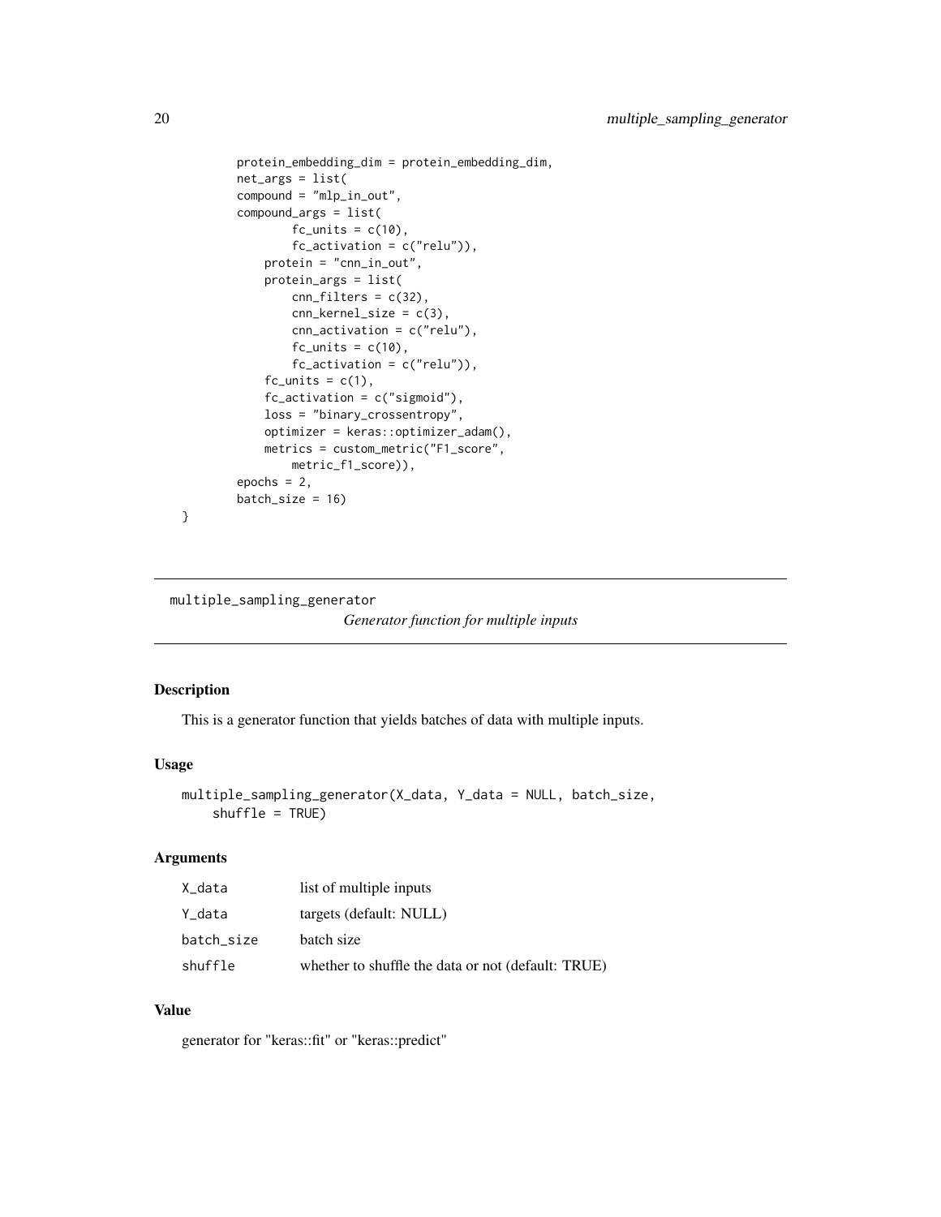```
        protein_embedding_dim = protein_embedding_dim,
        net_args = list(
        compound = "mlp_in_out",
        compound_args = list(
                fc_units = c(10),
                fc_activation = c("relu")),
            protein = "cnn_in_out",
            protein_args = list(
                cnn_filters = c(32),
                cnn_kernel_size = c(3),
                cnn_activation = c("relu"),
                fc_units = c(10),
                fc_activation = c("relu")),
            fc_units = c(1),
            fc_activation = c("sigmoid"),
            loss = "binary_crossentropy",
            optimizer = keras::optimizer_adam(),
            metrics = custom_metric("F1_score",
                metric_f1_score)),
        epochs = 2,
        batch_size = 16)
}
```

## multiple_sampling_generator

*Generator function for multiple inputs*

### Description

This is a generator function that yields batches of data with multiple inputs.

### Usage

```
multiple_sampling_generator(X_data, Y_data = NULL, batch_size,
    shuffle = TRUE)
```

### Arguments

| | |
|---|---|
| X_data | list of multiple inputs |
| Y_data | targets (default: NULL) |
| batch_size | batch size |
| shuffle | whether to shuffle the data or not (default: TRUE) |

### Value

generator for "keras::fit" or "keras::predict"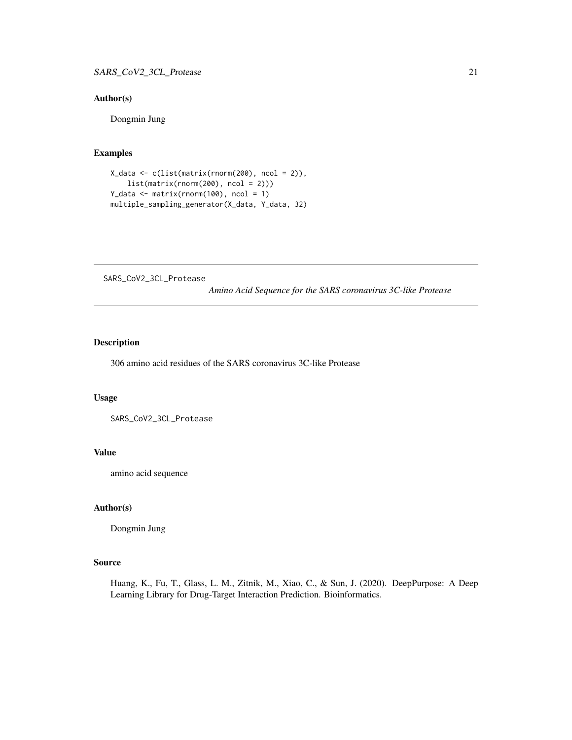### Author(s)

Dongmin Jung

### Examples

```
X_data <- c(list(matrix(rnorm(200), ncol = 2)),
    list(matrix(rnorm(200), ncol = 2)))
Y_data <- matrix(rnorm(100), ncol = 1)
multiple_sampling_generator(X_data, Y_data, 32)
```

---

## SARS_CoV2_3CL_Protease    *Amino Acid Sequence for the SARS coronavirus 3C-like Protease*

---

### Description

306 amino acid residues of the SARS coronavirus 3C-like Protease

### Usage

```
SARS_CoV2_3CL_Protease
```

### Value

amino acid sequence

### Author(s)

Dongmin Jung

### Source

Huang, K., Fu, T., Glass, L. M., Zitnik, M., Xiao, C., & Sun, J. (2020). DeepPurpose: A Deep Learning Library for Drug-Target Interaction Prediction. Bioinformatics.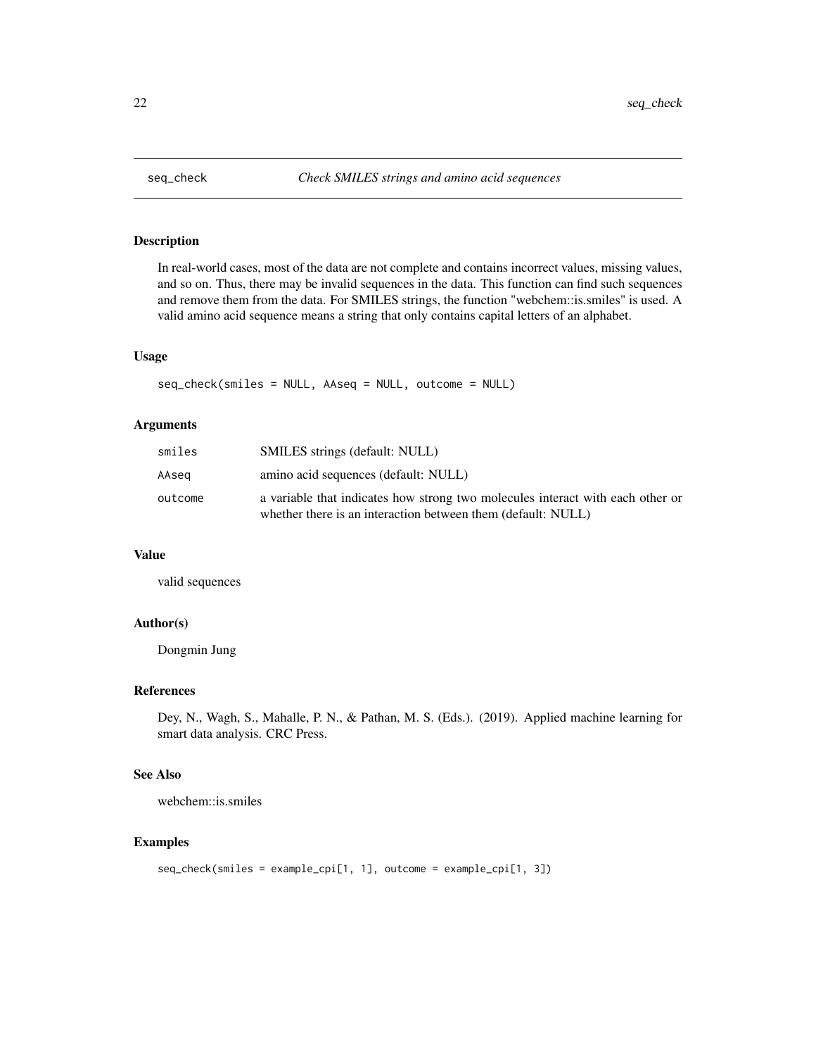## seq_check — *Check SMILES strings and amino acid sequences*

### Description

In real-world cases, most of the data are not complete and contains incorrect values, missing values, and so on. Thus, there may be invalid sequences in the data. This function can find such sequences and remove them from the data. For SMILES strings, the function "webchem::is.smiles" is used. A valid amino acid sequence means a string that only contains capital letters of an alphabet.

### Usage

```
seq_check(smiles = NULL, AAseq = NULL, outcome = NULL)
```

### Arguments

| | |
|---|---|
| smiles | SMILES strings (default: NULL) |
| AAseq | amino acid sequences (default: NULL) |
| outcome | a variable that indicates how strong two molecules interact with each other or whether there is an interaction between them (default: NULL) |

### Value

valid sequences

### Author(s)

Dongmin Jung

### References

Dey, N., Wagh, S., Mahalle, P. N., & Pathan, M. S. (Eds.). (2019). Applied machine learning for smart data analysis. CRC Press.

### See Also

webchem::is.smiles

### Examples

```
seq_check(smiles = example_cpi[1, 1], outcome = example_cpi[1, 3])
```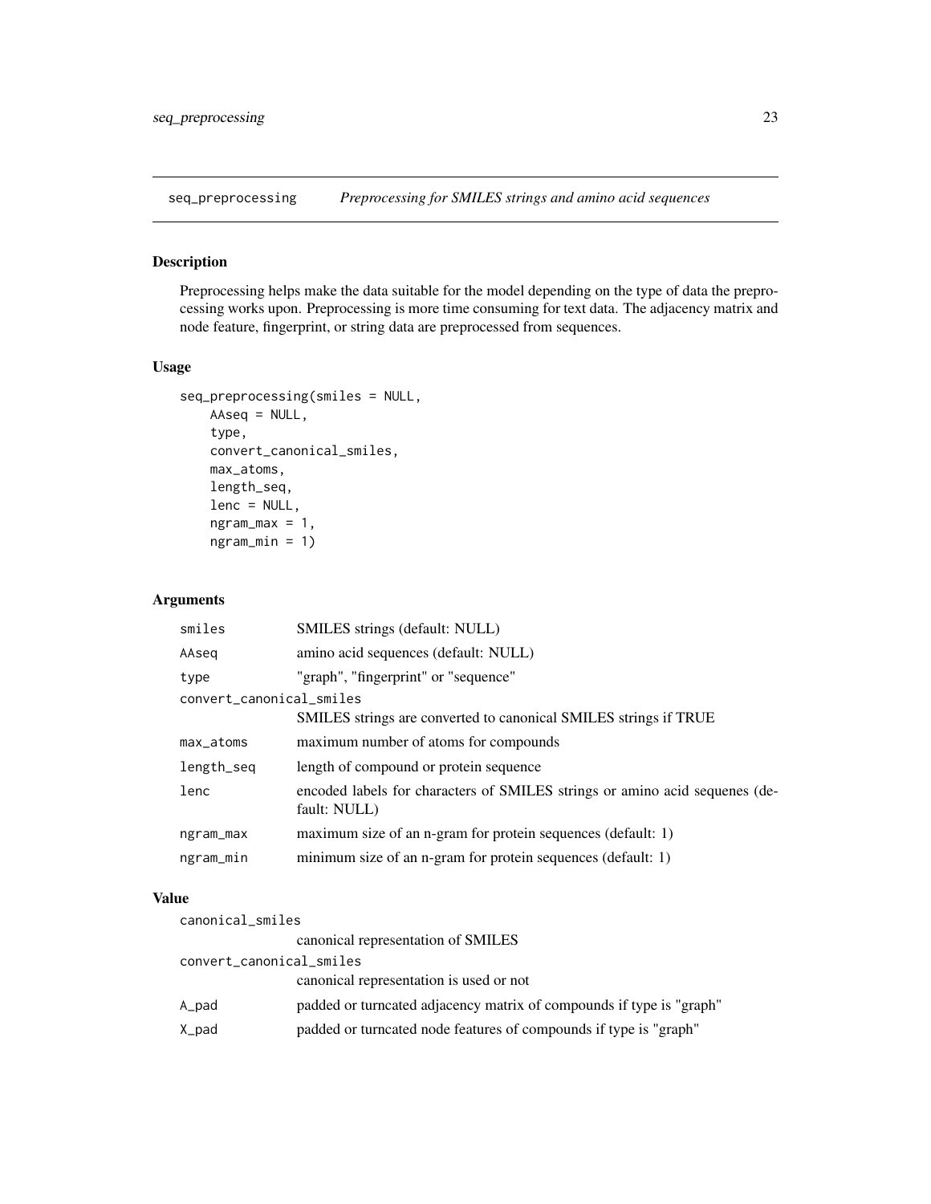# seq_preprocessing — *Preprocessing for SMILES strings and amino acid sequences*

## Description

Preprocessing helps make the data suitable for the model depending on the type of data the preprocessing works upon. Preprocessing is more time consuming for text data. The adjacency matrix and node feature, fingerprint, or string data are preprocessed from sequences.

## Usage

```
seq_preprocessing(smiles = NULL,
    AAseq = NULL,
    type,
    convert_canonical_smiles,
    max_atoms,
    length_seq,
    lenc = NULL,
    ngram_max = 1,
    ngram_min = 1)
```

## Arguments

| | |
|---|---|
| `smiles` | SMILES strings (default: NULL) |
| `AAseq` | amino acid sequences (default: NULL) |
| `type` | "graph", "fingerprint" or "sequence" |
| `convert_canonical_smiles` | SMILES strings are converted to canonical SMILES strings if TRUE |
| `max_atoms` | maximum number of atoms for compounds |
| `length_seq` | length of compound or protein sequence |
| `lenc` | encoded labels for characters of SMILES strings or amino acid sequenes (default: NULL) |
| `ngram_max` | maximum size of an n-gram for protein sequences (default: 1) |
| `ngram_min` | minimum size of an n-gram for protein sequences (default: 1) |

## Value

| | |
|---|---|
| `canonical_smiles` | canonical representation of SMILES |
| `convert_canonical_smiles` | canonical representation is used or not |
| `A_pad` | padded or turncated adjacency matrix of compounds if type is "graph" |
| `X_pad` | padded or turncated node features of compounds if type is "graph" |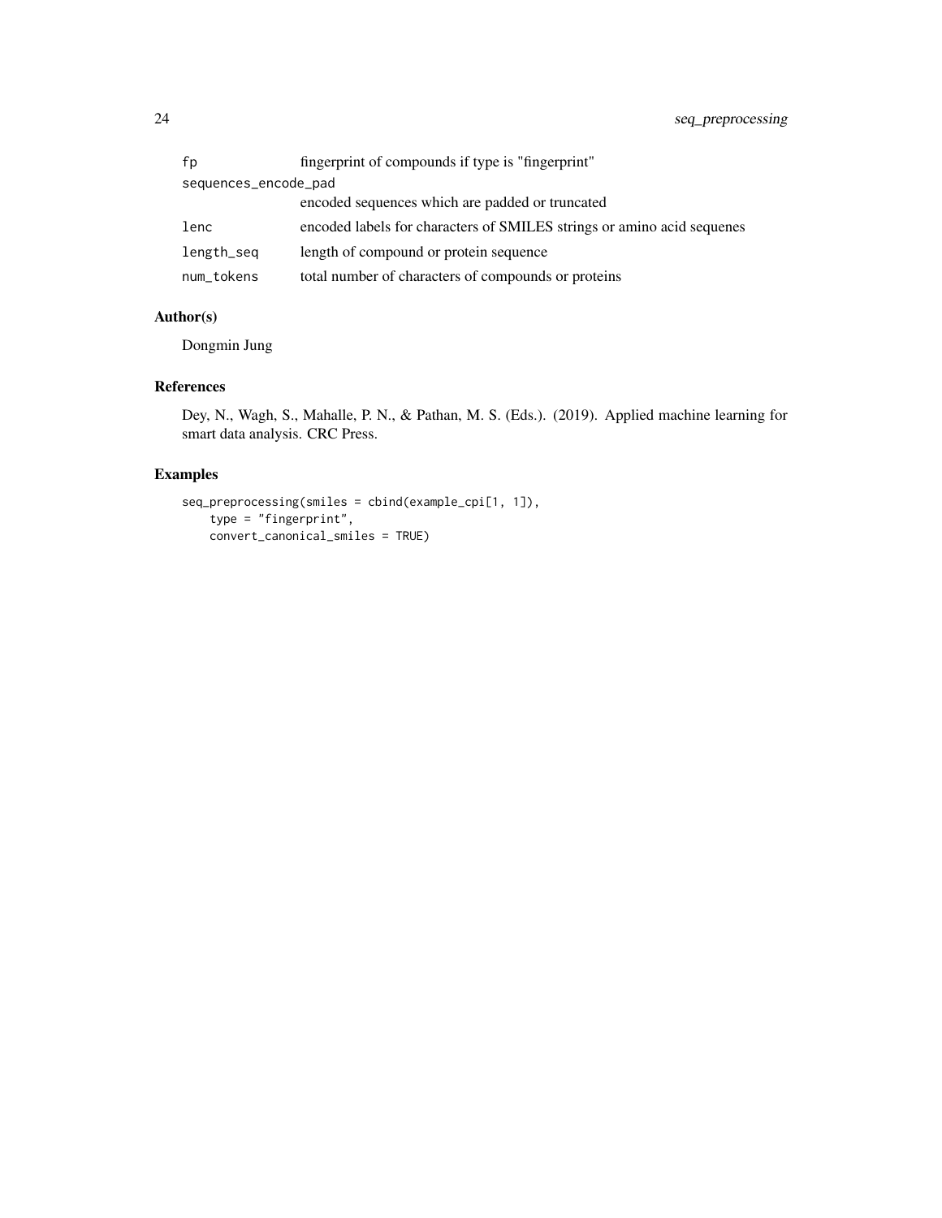| | |
|---|---|
| fp | fingerprint of compounds if type is "fingerprint" |
| sequences_encode_pad | encoded sequences which are padded or truncated |
| lenc | encoded labels for characters of SMILES strings or amino acid sequenes |
| length_seq | length of compound or protein sequence |
| num_tokens | total number of characters of compounds or proteins |

## Author(s)

Dongmin Jung

## References

Dey, N., Wagh, S., Mahalle, P. N., & Pathan, M. S. (Eds.). (2019). Applied machine learning for smart data analysis. CRC Press.

## Examples

```
seq_preprocessing(smiles = cbind(example_cpi[1, 1]),
    type = "fingerprint",
    convert_canonical_smiles = TRUE)
```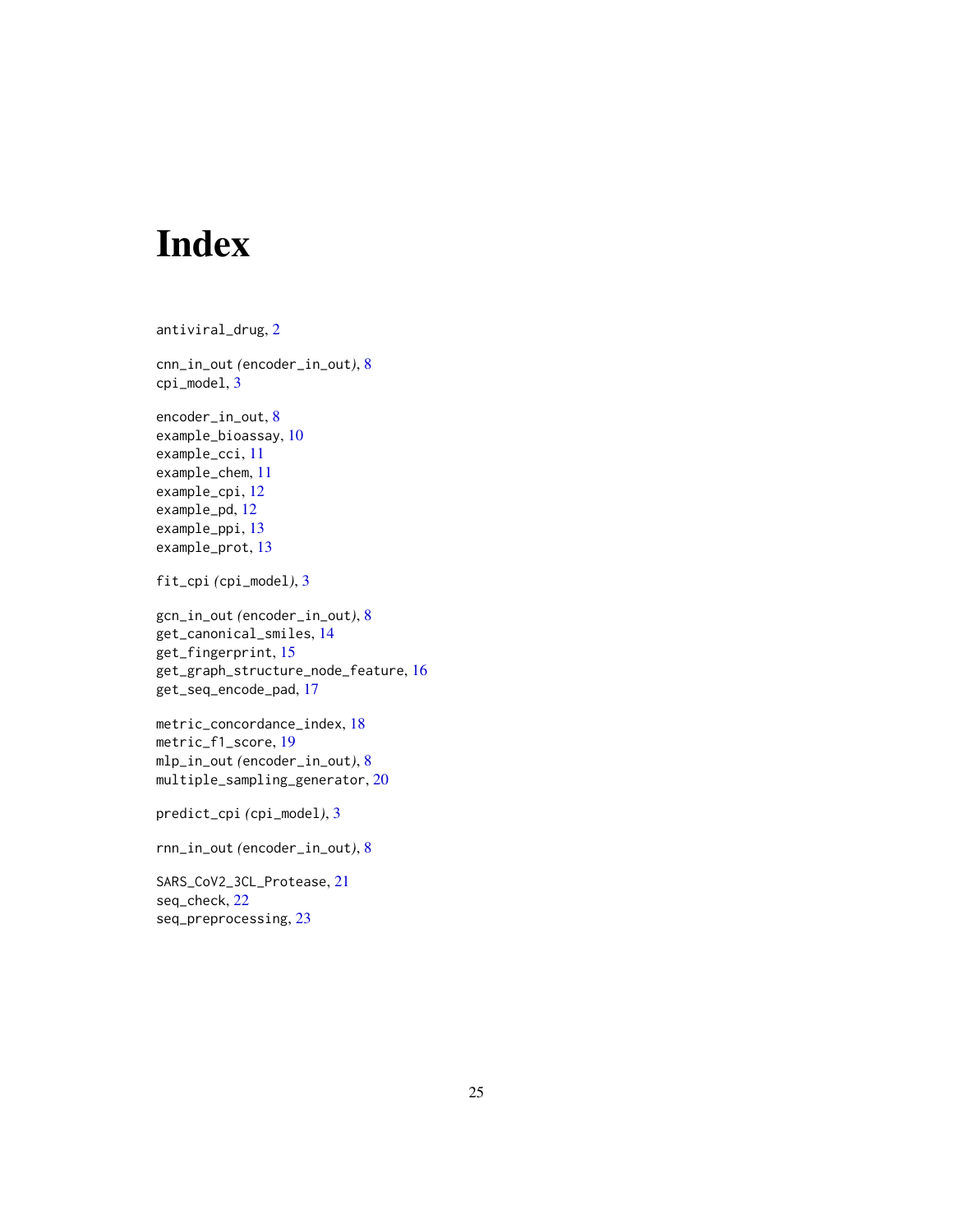# Index

antiviral_drug, 2

cnn_in_out (encoder_in_out), 8
cpi_model, 3

encoder_in_out, 8
example_bioassay, 10
example_cci, 11
example_chem, 11
example_cpi, 12
example_pd, 12
example_ppi, 13
example_prot, 13

fit_cpi (cpi_model), 3

gcn_in_out (encoder_in_out), 8
get_canonical_smiles, 14
get_fingerprint, 15
get_graph_structure_node_feature, 16
get_seq_encode_pad, 17

metric_concordance_index, 18
metric_f1_score, 19
mlp_in_out (encoder_in_out), 8
multiple_sampling_generator, 20

predict_cpi (cpi_model), 3

rnn_in_out (encoder_in_out), 8

SARS_CoV2_3CL_Protease, 21
seq_check, 22
seq_preprocessing, 23